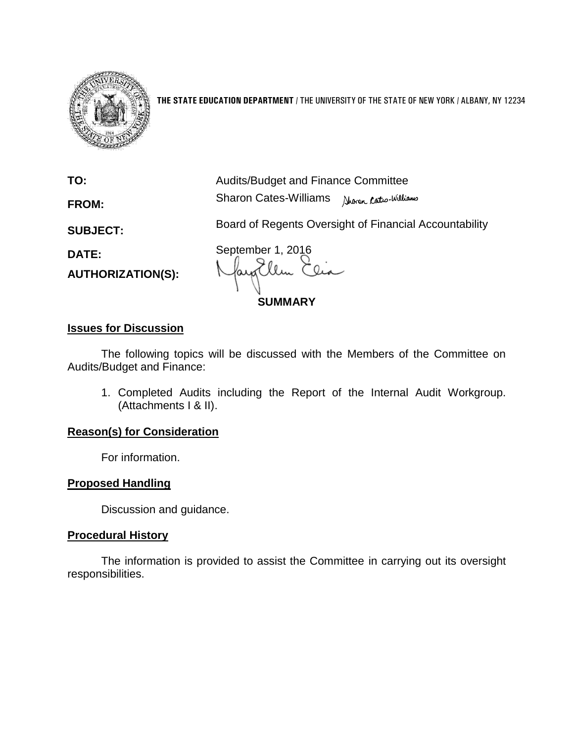**THE STATE EDUCATION DEPARTMENT** / THE UNIVERSITY OF THE STATE OF NEW YORK / ALBANY, NY 12234

**TO:** Audits/Budget and Finance Committee

**FROM:** Sharon Cates-Williams

**SUBJECT:** Board of Regents Oversight of Financial Accountability

**DATE:** September 1, 2016

**AUTHORIZATION(S):**

**SUMMARY**

**Issues for Discussion**

The following topics will be discussed with the Members of the Committee on Audits/Budget and Finance:

1. Completed Audits including the Report of the Internal Audit Workgroup. (Attachments I & II).

**Reason(s) for Consideration**

For information.

**Proposed Handling**

Discussion and guidance.

**Procedural History**

The information is provided to assist the Committee in carrying out its oversight responsibilities.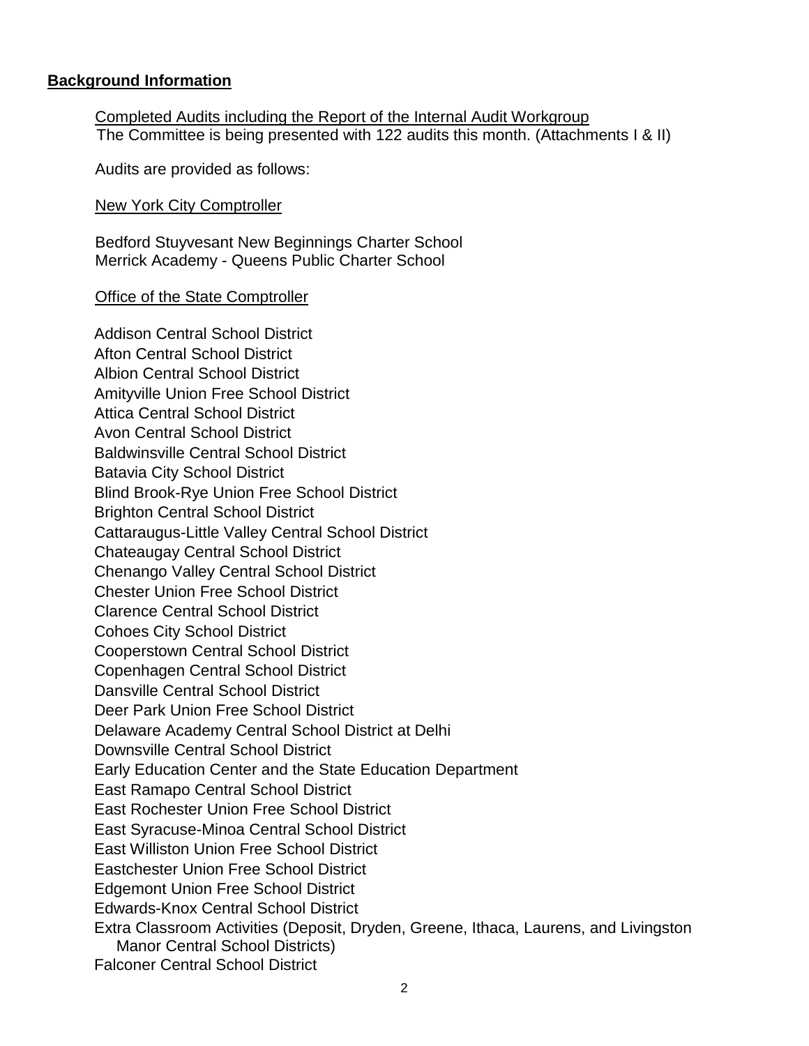## **Background Information**

Completed Audits including the Report of the Internal Audit Workgroup

The Committee is being presented with 122 audits this month. (Attachments I & II)

Audits are provided as follows:

New York City Comptroller

Bedford Stuyvesant New Beginnings Charter School
Merrick Academy - Queens Public Charter School

Office of the State Comptroller

Addison Central School District
Afton Central School District
Albion Central School District
Amityville Union Free School District
Attica Central School District
Avon Central School District
Baldwinsville Central School District
Batavia City School District
Blind Brook-Rye Union Free School District
Brighton Central School District
Cattaraugus-Little Valley Central School District
Chateaugay Central School District
Chenango Valley Central School District
Chester Union Free School District
Clarence Central School District
Cohoes City School District
Cooperstown Central School District
Copenhagen Central School District
Dansville Central School District
Deer Park Union Free School District
Delaware Academy Central School District at Delhi
Downsville Central School District
Early Education Center and the State Education Department
East Ramapo Central School District
East Rochester Union Free School District
East Syracuse-Minoa Central School District
East Williston Union Free School District
Eastchester Union Free School District
Edgemont Union Free School District
Edwards-Knox Central School District
Extra Classroom Activities (Deposit, Dryden, Greene, Ithaca, Laurens, and Livingston Manor Central School Districts)
Falconer Central School District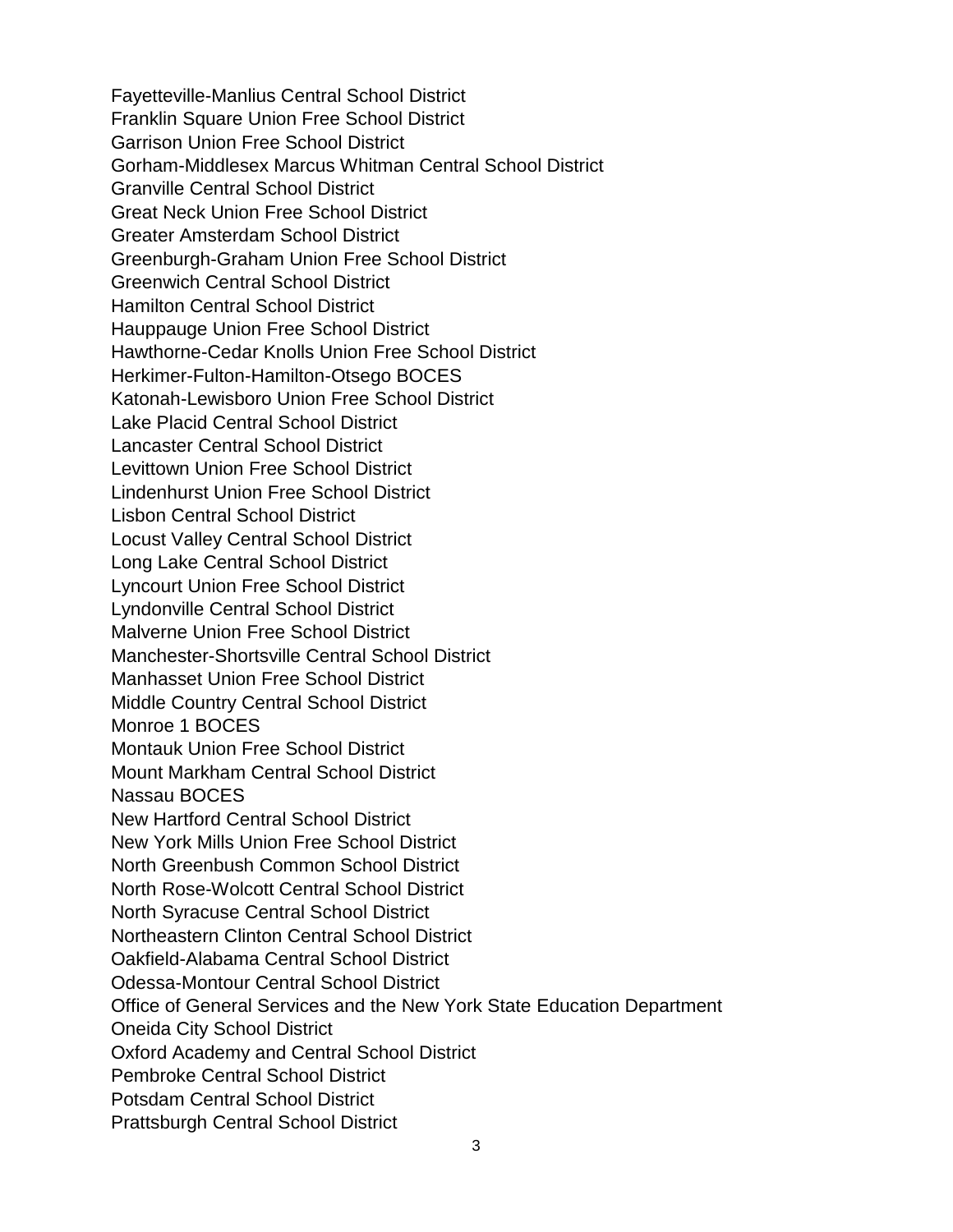Fayetteville-Manlius Central School District
Franklin Square Union Free School District
Garrison Union Free School District
Gorham-Middlesex Marcus Whitman Central School District
Granville Central School District
Great Neck Union Free School District
Greater Amsterdam School District
Greenburgh-Graham Union Free School District
Greenwich Central School District
Hamilton Central School District
Hauppauge Union Free School District
Hawthorne-Cedar Knolls Union Free School District
Herkimer-Fulton-Hamilton-Otsego BOCES
Katonah-Lewisboro Union Free School District
Lake Placid Central School District
Lancaster Central School District
Levittown Union Free School District
Lindenhurst Union Free School District
Lisbon Central School District
Locust Valley Central School District
Long Lake Central School District
Lyncourt Union Free School District
Lyndonville Central School District
Malverne Union Free School District
Manchester-Shortsville Central School District
Manhasset Union Free School District
Middle Country Central School District
Monroe 1 BOCES
Montauk Union Free School District
Mount Markham Central School District
Nassau BOCES
New Hartford Central School District
New York Mills Union Free School District
North Greenbush Common School District
North Rose-Wolcott Central School District
North Syracuse Central School District
Northeastern Clinton Central School District
Oakfield-Alabama Central School District
Odessa-Montour Central School District
Office of General Services and the New York State Education Department
Oneida City School District
Oxford Academy and Central School District
Pembroke Central School District
Potsdam Central School District
Prattsburgh Central School District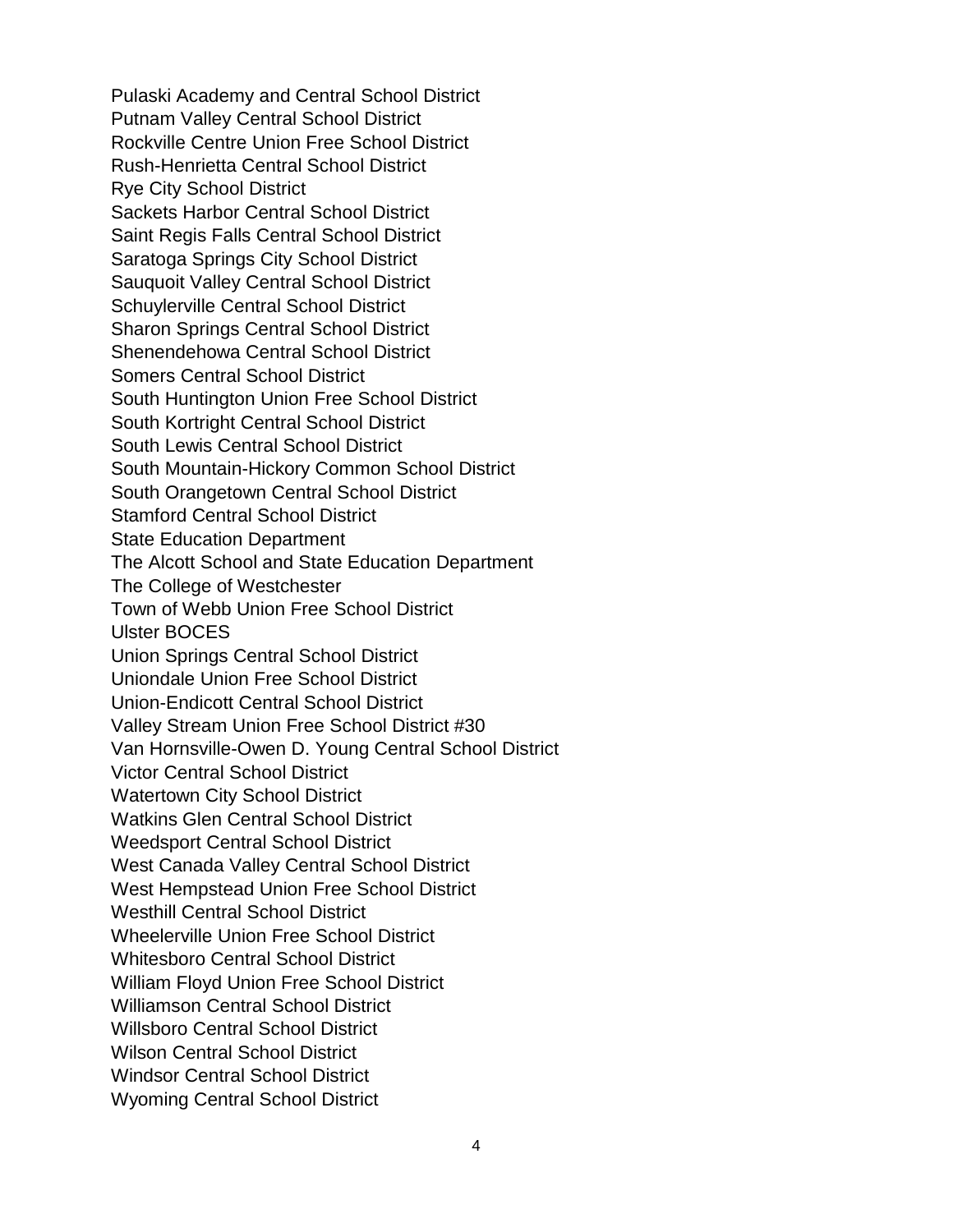Pulaski Academy and Central School District
Putnam Valley Central School District
Rockville Centre Union Free School District
Rush-Henrietta Central School District
Rye City School District
Sackets Harbor Central School District
Saint Regis Falls Central School District
Saratoga Springs City School District
Sauquoit Valley Central School District
Schuylerville Central School District
Sharon Springs Central School District
Shenendehowa Central School District
Somers Central School District
South Huntington Union Free School District
South Kortright Central School District
South Lewis Central School District
South Mountain-Hickory Common School District
South Orangetown Central School District
Stamford Central School District
State Education Department
The Alcott School and State Education Department
The College of Westchester
Town of Webb Union Free School District
Ulster BOCES
Union Springs Central School District
Uniondale Union Free School District
Union-Endicott Central School District
Valley Stream Union Free School District #30
Van Hornsville-Owen D. Young Central School District
Victor Central School District
Watertown City School District
Watkins Glen Central School District
Weedsport Central School District
West Canada Valley Central School District
West Hempstead Union Free School District
Westhill Central School District
Wheelerville Union Free School District
Whitesboro Central School District
William Floyd Union Free School District
Williamson Central School District
Willsboro Central School District
Wilson Central School District
Windsor Central School District
Wyoming Central School District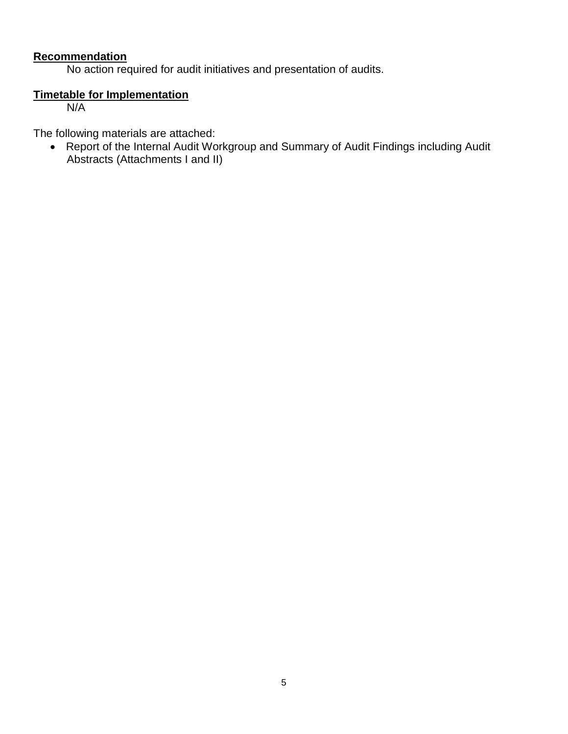**Recommendation**

No action required for audit initiatives and presentation of audits.

**Timetable for Implementation**

N/A

The following materials are attached:

- Report of the Internal Audit Workgroup and Summary of Audit Findings including Audit Abstracts (Attachments I and II)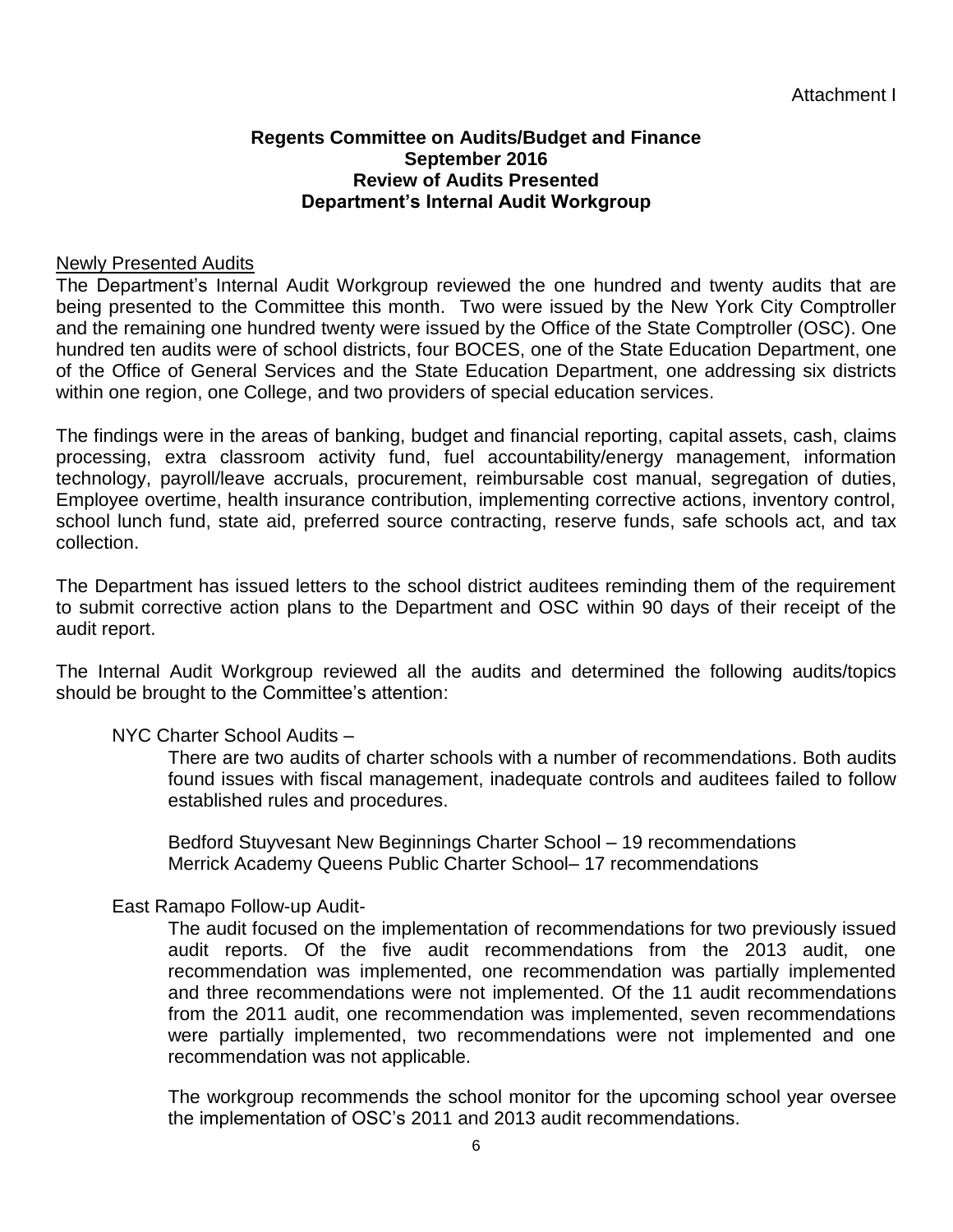Attachment I

**Regents Committee on Audits/Budget and Finance**
**September 2016**
**Review of Audits Presented**
**Department's Internal Audit Workgroup**

Newly Presented Audits

The Department's Internal Audit Workgroup reviewed the one hundred and twenty audits that are being presented to the Committee this month. Two were issued by the New York City Comptroller and the remaining one hundred twenty were issued by the Office of the State Comptroller (OSC). One hundred ten audits were of school districts, four BOCES, one of the State Education Department, one of the Office of General Services and the State Education Department, one addressing six districts within one region, one College, and two providers of special education services.

The findings were in the areas of banking, budget and financial reporting, capital assets, cash, claims processing, extra classroom activity fund, fuel accountability/energy management, information technology, payroll/leave accruals, procurement, reimbursable cost manual, segregation of duties, Employee overtime, health insurance contribution, implementing corrective actions, inventory control, school lunch fund, state aid, preferred source contracting, reserve funds, safe schools act, and tax collection.

The Department has issued letters to the school district auditees reminding them of the requirement to submit corrective action plans to the Department and OSC within 90 days of their receipt of the audit report.

The Internal Audit Workgroup reviewed all the audits and determined the following audits/topics should be brought to the Committee's attention:

NYC Charter School Audits –

There are two audits of charter schools with a number of recommendations. Both audits found issues with fiscal management, inadequate controls and auditees failed to follow established rules and procedures.

Bedford Stuyvesant New Beginnings Charter School – 19 recommendations
Merrick Academy Queens Public Charter School– 17 recommendations

East Ramapo Follow-up Audit-

The audit focused on the implementation of recommendations for two previously issued audit reports. Of the five audit recommendations from the 2013 audit, one recommendation was implemented, one recommendation was partially implemented and three recommendations were not implemented. Of the 11 audit recommendations from the 2011 audit, one recommendation was implemented, seven recommendations were partially implemented, two recommendations were not implemented and one recommendation was not applicable.

The workgroup recommends the school monitor for the upcoming school year oversee the implementation of OSC's 2011 and 2013 audit recommendations.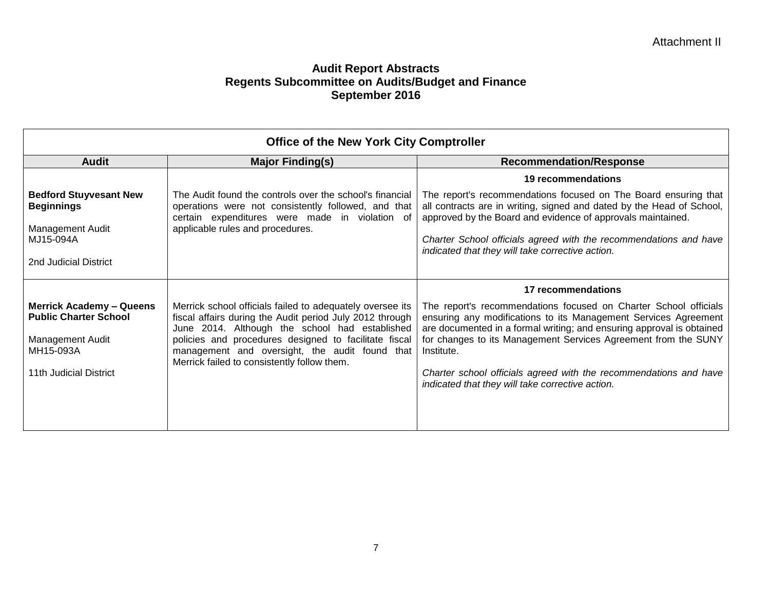Attachment II

# Audit Report Abstracts
## Regents Subcommittee on Audits/Budget and Finance
## September 2016

| Office of the New York City Comptroller | | |
|---|---|---|
| **Audit** | **Major Finding(s)** | **Recommendation/Response** |
| **Bedford Stuyvesant New Beginnings**<br><br>Management Audit<br>MJ15-094A<br><br>2nd Judicial District | The Audit found the controls over the school's financial operations were not consistently followed, and that certain expenditures were made in violation of applicable rules and procedures. | **19 recommendations**<br><br>The report's recommendations focused on The Board ensuring that all contracts are in writing, signed and dated by the Head of School, approved by the Board and evidence of approvals maintained.<br><br>*Charter School officials agreed with the recommendations and have indicated that they will take corrective action.* |
| **Merrick Academy – Queens Public Charter School**<br><br>Management Audit<br>MH15-093A<br><br>11th Judicial District | Merrick school officials failed to adequately oversee its fiscal affairs during the Audit period July 2012 through June 2014. Although the school had established policies and procedures designed to facilitate fiscal management and oversight, the audit found that Merrick failed to consistently follow them. | **17 recommendations**<br><br>The report's recommendations focused on Charter School officials ensuring any modifications to its Management Services Agreement are documented in a formal writing; and ensuring approval is obtained for changes to its Management Services Agreement from the SUNY Institute.<br><br>*Charter school officials agreed with the recommendations and have indicated that they will take corrective action.* |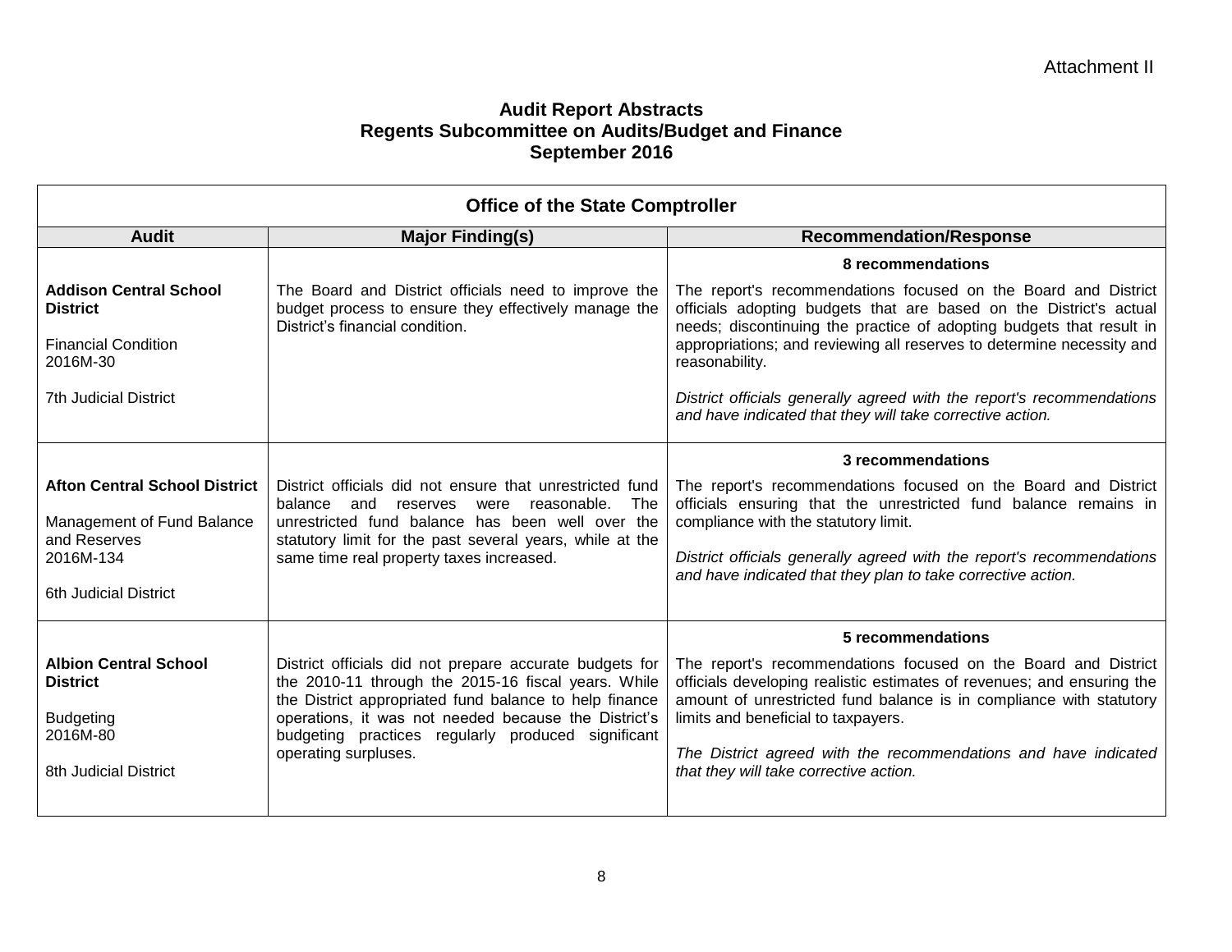Attachment II

## Audit Report Abstracts
## Regents Subcommittee on Audits/Budget and Finance
## September 2016

| **Office of the State Comptroller** | | |
|---|---|---|
| **Audit** | **Major Finding(s)** | **Recommendation/Response** |
| **Addison Central School District**<br><br>Financial Condition<br>2016M-30<br><br>7th Judicial District | The Board and District officials need to improve the budget process to ensure they effectively manage the District's financial condition. | **8 recommendations**<br><br>The report's recommendations focused on the Board and District officials adopting budgets that are based on the District's actual needs; discontinuing the practice of adopting budgets that result in appropriations; and reviewing all reserves to determine necessity and reasonability.<br><br>*District officials generally agreed with the report's recommendations and have indicated that they will take corrective action.* |
| **Afton Central School District**<br><br>Management of Fund Balance and Reserves<br>2016M-134<br><br>6th Judicial District | District officials did not ensure that unrestricted fund balance and reserves were reasonable. The unrestricted fund balance has been well over the statutory limit for the past several years, while at the same time real property taxes increased. | **3 recommendations**<br><br>The report's recommendations focused on the Board and District officials ensuring that the unrestricted fund balance remains in compliance with the statutory limit.<br><br>*District officials generally agreed with the report's recommendations and have indicated that they plan to take corrective action.* |
| **Albion Central School District**<br><br>Budgeting<br>2016M-80<br><br>8th Judicial District | District officials did not prepare accurate budgets for the 2010-11 through the 2015-16 fiscal years. While the District appropriated fund balance to help finance operations, it was not needed because the District's budgeting practices regularly produced significant operating surpluses. | **5 recommendations**<br><br>The report's recommendations focused on the Board and District officials developing realistic estimates of revenues; and ensuring the amount of unrestricted fund balance is in compliance with statutory limits and beneficial to taxpayers.<br><br>*The District agreed with the recommendations and have indicated that they will take corrective action.* |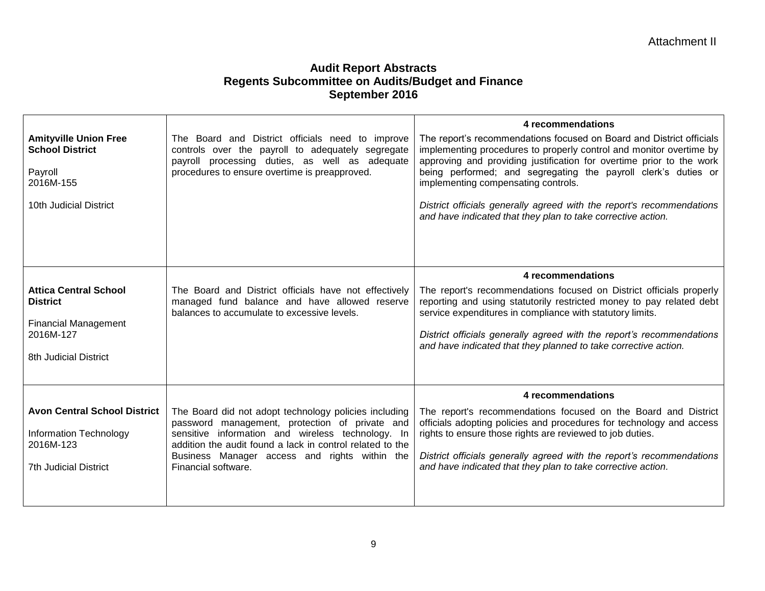Attachment II

# Audit Report Abstracts
## Regents Subcommittee on Audits/Budget and Finance
## September 2016

| | | |
|---|---|---|
| **Amityville Union Free School District**<br><br>Payroll<br>2016M-155<br><br>10th Judicial District | The Board and District officials need to improve controls over the payroll to adequately segregate payroll processing duties, as well as adequate procedures to ensure overtime is preapproved. | **4 recommendations**<br>The report's recommendations focused on Board and District officials implementing procedures to properly control and monitor overtime by approving and providing justification for overtime prior to the work being performed; and segregating the payroll clerk's duties or implementing compensating controls.<br><br>*District officials generally agreed with the report's recommendations and have indicated that they plan to take corrective action.* |
| **Attica Central School District**<br><br>Financial Management<br>2016M-127<br><br>8th Judicial District | The Board and District officials have not effectively managed fund balance and have allowed reserve balances to accumulate to excessive levels. | **4 recommendations**<br>The report's recommendations focused on District officials properly reporting and using statutorily restricted money to pay related debt service expenditures in compliance with statutory limits.<br><br>*District officials generally agreed with the report's recommendations and have indicated that they planned to take corrective action.* |
| **Avon Central School District**<br><br>Information Technology<br>2016M-123<br><br>7th Judicial District | The Board did not adopt technology policies including password management, protection of private and sensitive information and wireless technology. In addition the audit found a lack in control related to the Business Manager access and rights within the Financial software. | **4 recommendations**<br>The report's recommendations focused on the Board and District officials adopting policies and procedures for technology and access rights to ensure those rights are reviewed to job duties.<br><br>*District officials generally agreed with the report's recommendations and have indicated that they plan to take corrective action.* |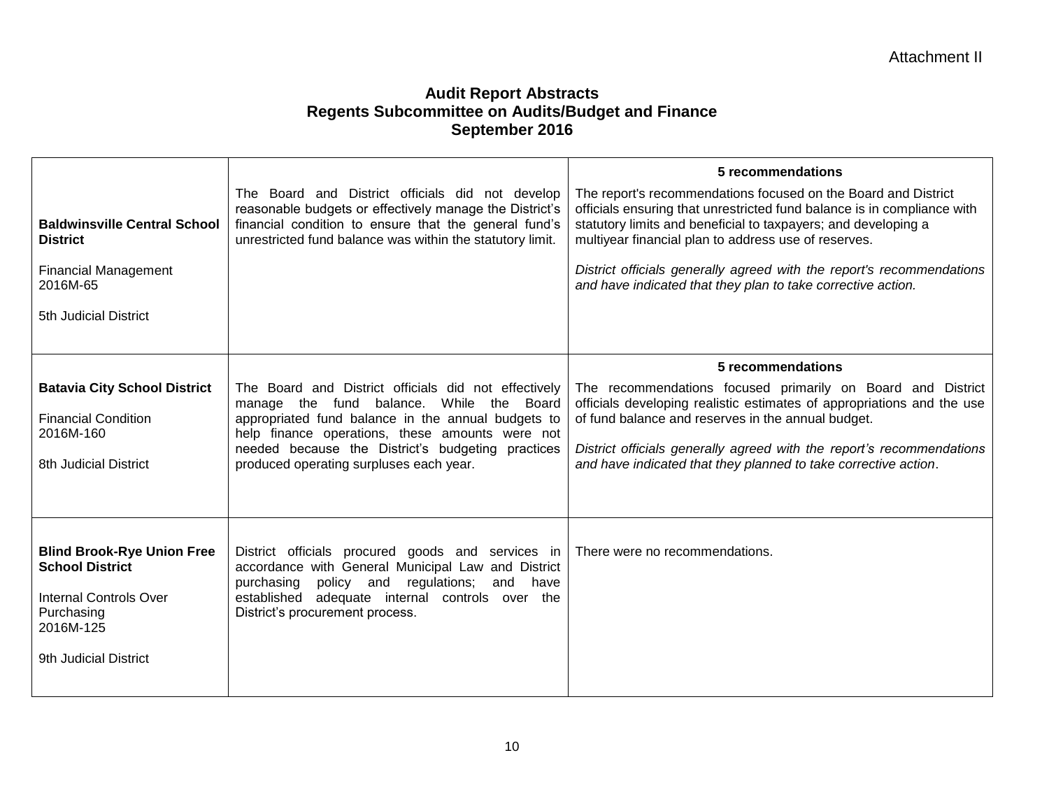Attachment II

# Audit Report Abstracts
## Regents Subcommittee on Audits/Budget and Finance
## September 2016

| | | |
|---|---|---|
| **Baldwinsville Central School District**<br><br>Financial Management<br>2016M-65<br><br>5th Judicial District | The Board and District officials did not develop reasonable budgets or effectively manage the District's financial condition to ensure that the general fund's unrestricted fund balance was within the statutory limit. | **5 recommendations**<br><br>The report's recommendations focused on the Board and District officials ensuring that unrestricted fund balance is in compliance with statutory limits and beneficial to taxpayers; and developing a multiyear financial plan to address use of reserves.<br><br>*District officials generally agreed with the report's recommendations and have indicated that they plan to take corrective action.* |
| **Batavia City School District**<br><br>Financial Condition<br>2016M-160<br><br>8th Judicial District | The Board and District officials did not effectively manage the fund balance. While the Board appropriated fund balance in the annual budgets to help finance operations, these amounts were not needed because the District's budgeting practices produced operating surpluses each year. | **5 recommendations**<br><br>The recommendations focused primarily on Board and District officials developing realistic estimates of appropriations and the use of fund balance and reserves in the annual budget.<br><br>*District officials generally agreed with the report's recommendations and have indicated that they planned to take corrective action*. |
| **Blind Brook-Rye Union Free School District**<br><br>Internal Controls Over Purchasing<br>2016M-125<br><br>9th Judicial District | District officials procured goods and services in accordance with General Municipal Law and District purchasing policy and regulations; and have established adequate internal controls over the District's procurement process. | There were no recommendations. |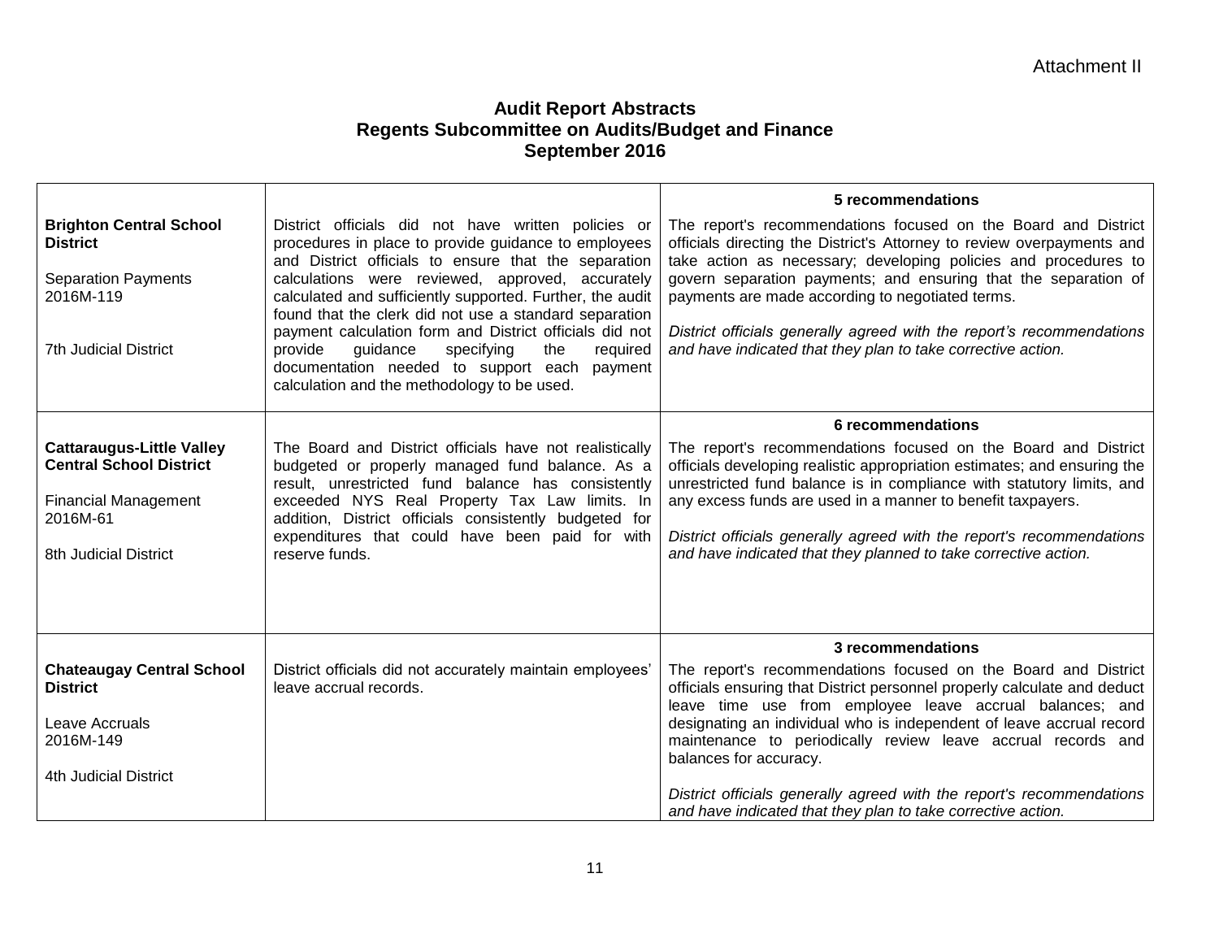Attachment II

# Audit Report Abstracts
## Regents Subcommittee on Audits/Budget and Finance
## September 2016

| | | |
|---|---|---|
| **Brighton Central School District**<br><br>Separation Payments<br>2016M-119<br><br>7th Judicial District | District officials did not have written policies or procedures in place to provide guidance to employees and District officials to ensure that the separation calculations were reviewed, approved, accurately calculated and sufficiently supported. Further, the audit found that the clerk did not use a standard separation payment calculation form and District officials did not provide guidance specifying the required documentation needed to support each payment calculation and the methodology to be used. | **5 recommendations**<br>The report's recommendations focused on the Board and District officials directing the District's Attorney to review overpayments and take action as necessary; developing policies and procedures to govern separation payments; and ensuring that the separation of payments are made according to negotiated terms.<br><br>*District officials generally agreed with the report's recommendations and have indicated that they plan to take corrective action.* |
| **Cattaraugus-Little Valley Central School District**<br><br>Financial Management<br>2016M-61<br><br>8th Judicial District | The Board and District officials have not realistically budgeted or properly managed fund balance. As a result, unrestricted fund balance has consistently exceeded NYS Real Property Tax Law limits. In addition, District officials consistently budgeted for expenditures that could have been paid for with reserve funds. | **6 recommendations**<br>The report's recommendations focused on the Board and District officials developing realistic appropriation estimates; and ensuring the unrestricted fund balance is in compliance with statutory limits, and any excess funds are used in a manner to benefit taxpayers.<br><br>*District officials generally agreed with the report's recommendations and have indicated that they planned to take corrective action.* |
| **Chateaugay Central School District**<br><br>Leave Accruals<br>2016M-149<br><br>4th Judicial District | District officials did not accurately maintain employees' leave accrual records. | **3 recommendations**<br>The report's recommendations focused on the Board and District officials ensuring that District personnel properly calculate and deduct leave time use from employee leave accrual balances; and designating an individual who is independent of leave accrual record maintenance to periodically review leave accrual records and balances for accuracy.<br><br>*District officials generally agreed with the report's recommendations and have indicated that they plan to take corrective action.* |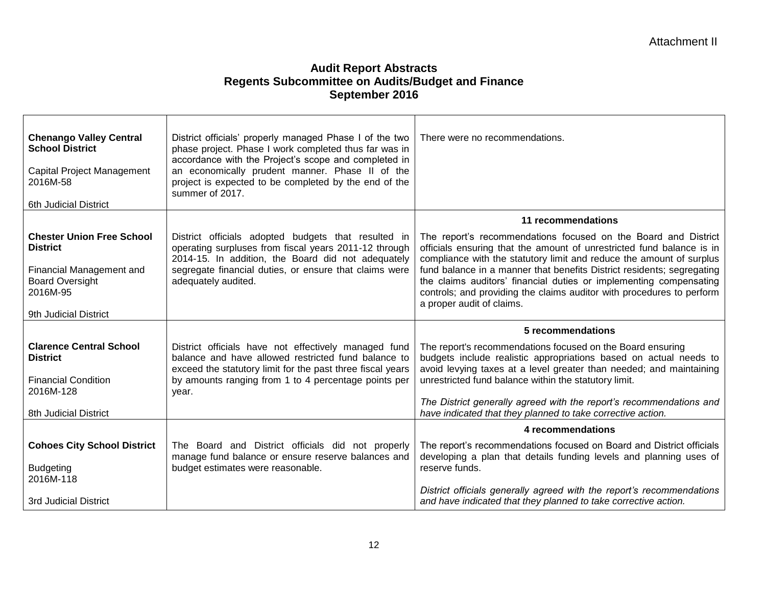Attachment II

## Audit Report Abstracts
## Regents Subcommittee on Audits/Budget and Finance
## September 2016

| | | |
|---|---|---|
| **Chenango Valley Central School District**<br><br>Capital Project Management<br>2016M-58<br><br>6th Judicial District | District officials' properly managed Phase I of the two phase project. Phase I work completed thus far was in accordance with the Project's scope and completed in an economically prudent manner. Phase II of the project is expected to be completed by the end of the summer of 2017. | There were no recommendations. |
| **Chester Union Free School District**<br><br>Financial Management and Board Oversight<br>2016M-95<br><br>9th Judicial District | District officials adopted budgets that resulted in operating surpluses from fiscal years 2011-12 through 2014-15. In addition, the Board did not adequately segregate financial duties, or ensure that claims were adequately audited. | **11 recommendations**<br><br>The report's recommendations focused on the Board and District officials ensuring that the amount of unrestricted fund balance is in compliance with the statutory limit and reduce the amount of surplus fund balance in a manner that benefits District residents; segregating the claims auditors' financial duties or implementing compensating controls; and providing the claims auditor with procedures to perform a proper audit of claims. |
| **Clarence Central School District**<br><br>Financial Condition<br>2016M-128<br><br>8th Judicial District | District officials have not effectively managed fund balance and have allowed restricted fund balance to exceed the statutory limit for the past three fiscal years by amounts ranging from 1 to 4 percentage points per year. | **5 recommendations**<br><br>The report's recommendations focused on the Board ensuring budgets include realistic appropriations based on actual needs to avoid levying taxes at a level greater than needed; and maintaining unrestricted fund balance within the statutory limit.<br><br>*The District generally agreed with the report's recommendations and have indicated that they planned to take corrective action.* |
| **Cohoes City School District**<br><br>Budgeting<br>2016M-118<br><br>3rd Judicial District | The Board and District officials did not properly manage fund balance or ensure reserve balances and budget estimates were reasonable. | **4 recommendations**<br><br>The report's recommendations focused on Board and District officials developing a plan that details funding levels and planning uses of reserve funds.<br><br>*District officials generally agreed with the report's recommendations and have indicated that they planned to take corrective action.* |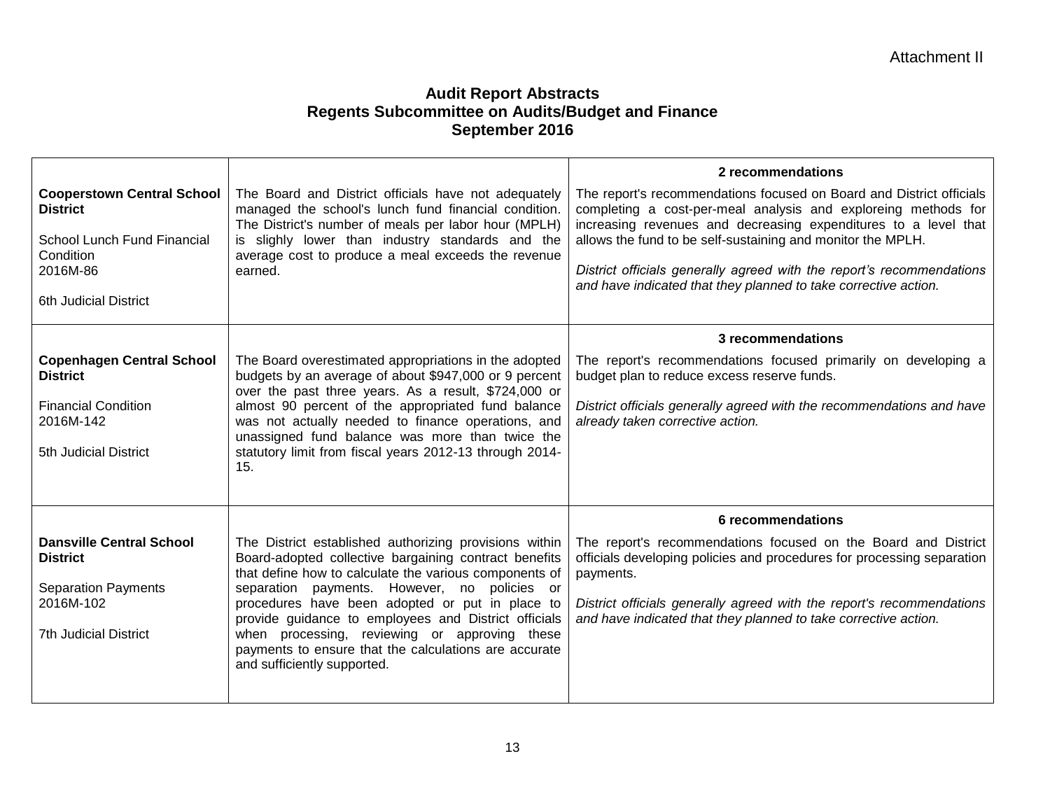Attachment II

## Audit Report Abstracts
## Regents Subcommittee on Audits/Budget and Finance
## September 2016

| | | |
|---|---|---|
| **Cooperstown Central School District**<br><br>School Lunch Fund Financial Condition<br>2016M-86<br><br>6th Judicial District | The Board and District officials have not adequately managed the school's lunch fund financial condition. The District's number of meals per labor hour (MPLH) is slighly lower than industry standards and the average cost to produce a meal exceeds the revenue earned. | **2 recommendations**<br><br>The report's recommendations focused on Board and District officials completing a cost-per-meal analysis and exploreing methods for increasing revenues and decreasing expenditures to a level that allows the fund to be self-sustaining and monitor the MPLH.<br><br>*District officials generally agreed with the report's recommendations and have indicated that they planned to take corrective action.* |
| **Copenhagen Central School District**<br><br>Financial Condition<br>2016M-142<br><br>5th Judicial District | The Board overestimated appropriations in the adopted budgets by an average of about $947,000 or 9 percent over the past three years. As a result, $724,000 or almost 90 percent of the appropriated fund balance was not actually needed to finance operations, and unassigned fund balance was more than twice the statutory limit from fiscal years 2012-13 through 2014-15. | **3 recommendations**<br><br>The report's recommendations focused primarily on developing a budget plan to reduce excess reserve funds.<br><br>*District officials generally agreed with the recommendations and have already taken corrective action.* |
| **Dansville Central School District**<br><br>Separation Payments<br>2016M-102<br><br>7th Judicial District | The District established authorizing provisions within Board-adopted collective bargaining contract benefits that define how to calculate the various components of separation payments. However, no policies or procedures have been adopted or put in place to provide guidance to employees and District officials when processing, reviewing or approving these payments to ensure that the calculations are accurate and sufficiently supported. | **6 recommendations**<br><br>The report's recommendations focused on the Board and District officials developing policies and procedures for processing separation payments.<br><br>*District officials generally agreed with the report's recommendations and have indicated that they planned to take corrective action.* |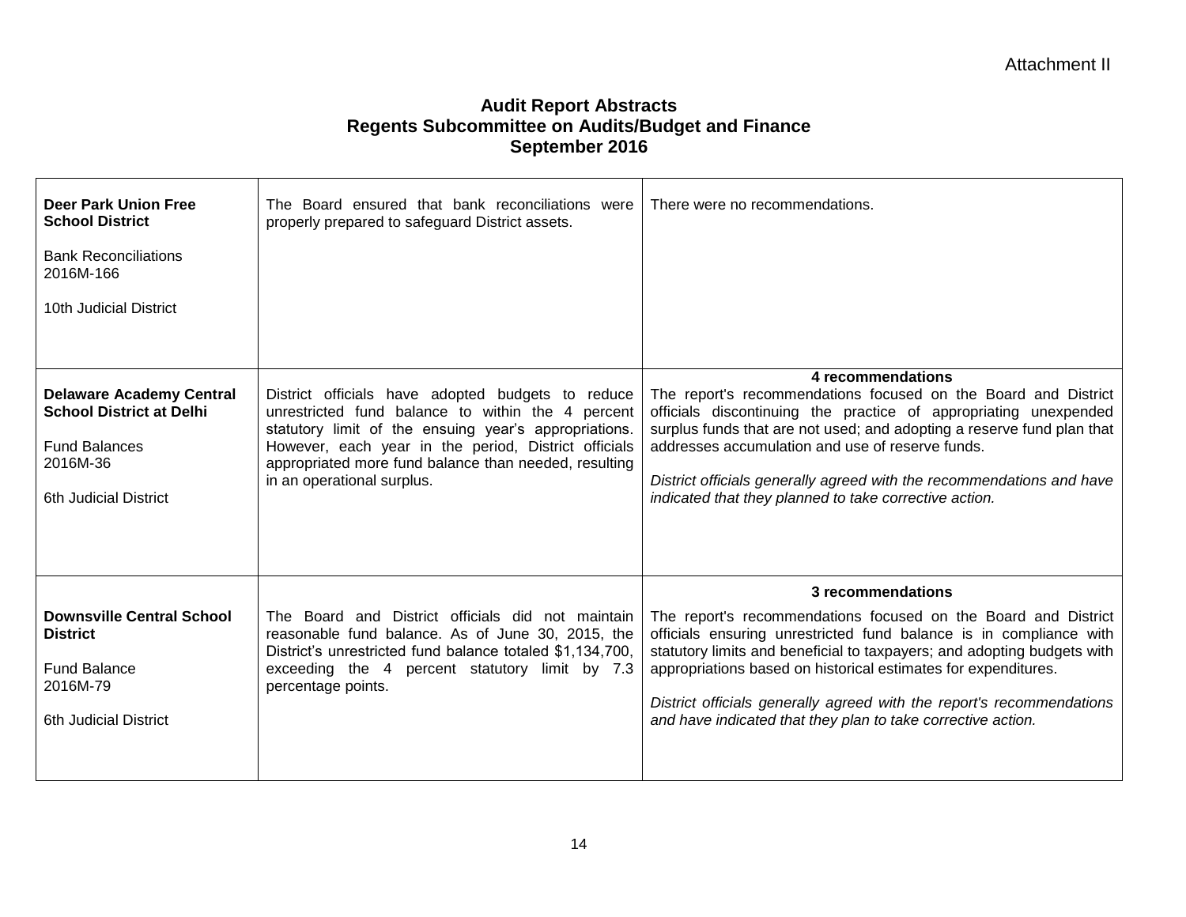Attachment II

**Audit Report Abstracts**
**Regents Subcommittee on Audits/Budget and Finance**
**September 2016**

| | | |
|---|---|---|
| **Deer Park Union Free School District**<br><br>Bank Reconciliations<br>2016M-166<br><br>10th Judicial District | The Board ensured that bank reconciliations were properly prepared to safeguard District assets. | There were no recommendations. |
| **Delaware Academy Central School District at Delhi**<br><br>Fund Balances<br>2016M-36<br><br>6th Judicial District | District officials have adopted budgets to reduce unrestricted fund balance to within the 4 percent statutory limit of the ensuing year's appropriations. However, each year in the period, District officials appropriated more fund balance than needed, resulting in an operational surplus. | **4 recommendations**<br>The report's recommendations focused on the Board and District officials discontinuing the practice of appropriating unexpended surplus funds that are not used; and adopting a reserve fund plan that addresses accumulation and use of reserve funds.<br><br>*District officials generally agreed with the recommendations and have indicated that they planned to take corrective action.* |
| **Downsville Central School District**<br><br>Fund Balance<br>2016M-79<br><br>6th Judicial District | The Board and District officials did not maintain reasonable fund balance. As of June 30, 2015, the District's unrestricted fund balance totaled $1,134,700, exceeding the 4 percent statutory limit by 7.3 percentage points. | **3 recommendations**<br>The report's recommendations focused on the Board and District officials ensuring unrestricted fund balance is in compliance with statutory limits and beneficial to taxpayers; and adopting budgets with appropriations based on historical estimates for expenditures.<br><br>*District officials generally agreed with the report's recommendations and have indicated that they plan to take corrective action.* |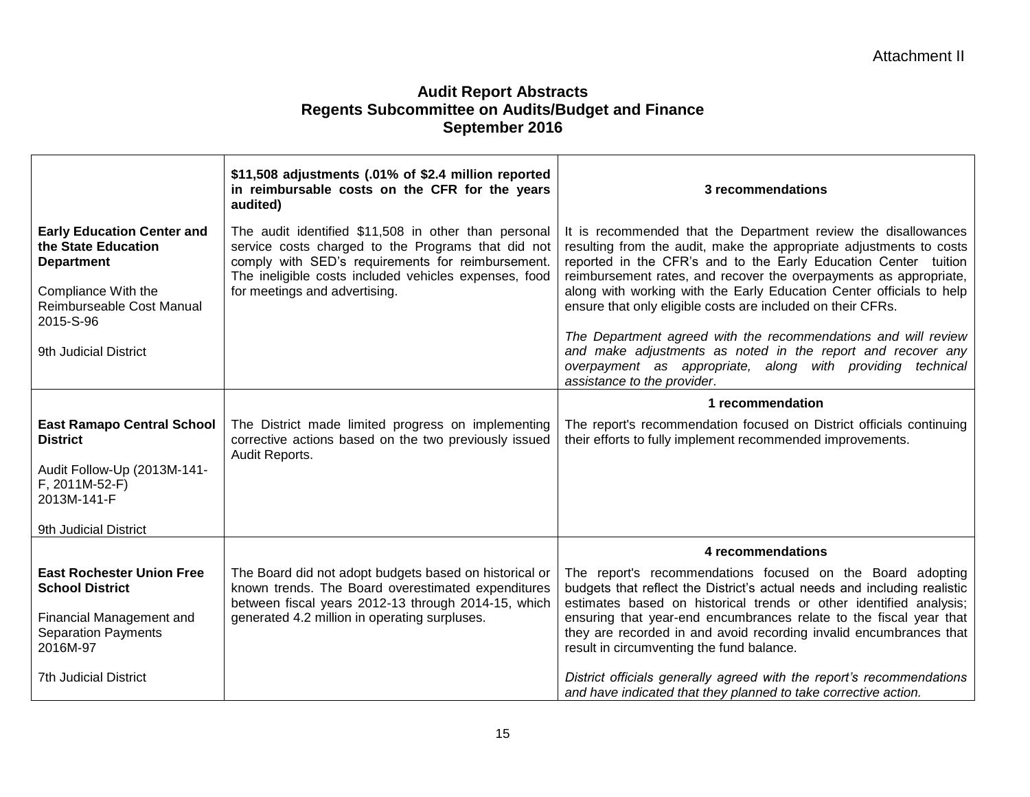Attachment II

## Audit Report Abstracts
## Regents Subcommittee on Audits/Budget and Finance
## September 2016

| | | |
|---|---|---|
| | **$11,508 adjustments (.01% of $2.4 million reported in reimbursable costs on the CFR for the years audited)** | **3 recommendations** |
| **Early Education Center and the State Education Department**<br><br>Compliance With the Reimburseable Cost Manual<br>2015-S-96<br><br>9th Judicial District | The audit identified $11,508 in other than personal service costs charged to the Programs that did not comply with SED's requirements for reimbursement. The ineligible costs included vehicles expenses, food for meetings and advertising. | It is recommended that the Department review the disallowances resulting from the audit, make the appropriate adjustments to costs reported in the CFR's and to the Early Education Center tuition reimbursement rates, and recover the overpayments as appropriate, along with working with the Early Education Center officials to help ensure that only eligible costs are included on their CFRs.<br><br>*The Department agreed with the recommendations and will review and make adjustments as noted in the report and recover any overpayment as appropriate, along with providing technical assistance to the provider*. |
| | | **1 recommendation** |
| **East Ramapo Central School District**<br><br>Audit Follow-Up (2013M-141-F, 2011M-52-F)<br>2013M-141-F<br><br>9th Judicial District | The District made limited progress on implementing corrective actions based on the two previously issued Audit Reports. | The report's recommendation focused on District officials continuing their efforts to fully implement recommended improvements. |
| | | **4 recommendations** |
| **East Rochester Union Free School District**<br><br>Financial Management and Separation Payments<br>2016M-97<br><br>7th Judicial District | The Board did not adopt budgets based on historical or known trends. The Board overestimated expenditures between fiscal years 2012-13 through 2014-15, which generated 4.2 million in operating surpluses. | The report's recommendations focused on the Board adopting budgets that reflect the District's actual needs and including realistic estimates based on historical trends or other identified analysis; ensuring that year-end encumbrances relate to the fiscal year that they are recorded in and avoid recording invalid encumbrances that result in circumventing the fund balance.<br><br>*District officials generally agreed with the report's recommendations and have indicated that they planned to take corrective action.* |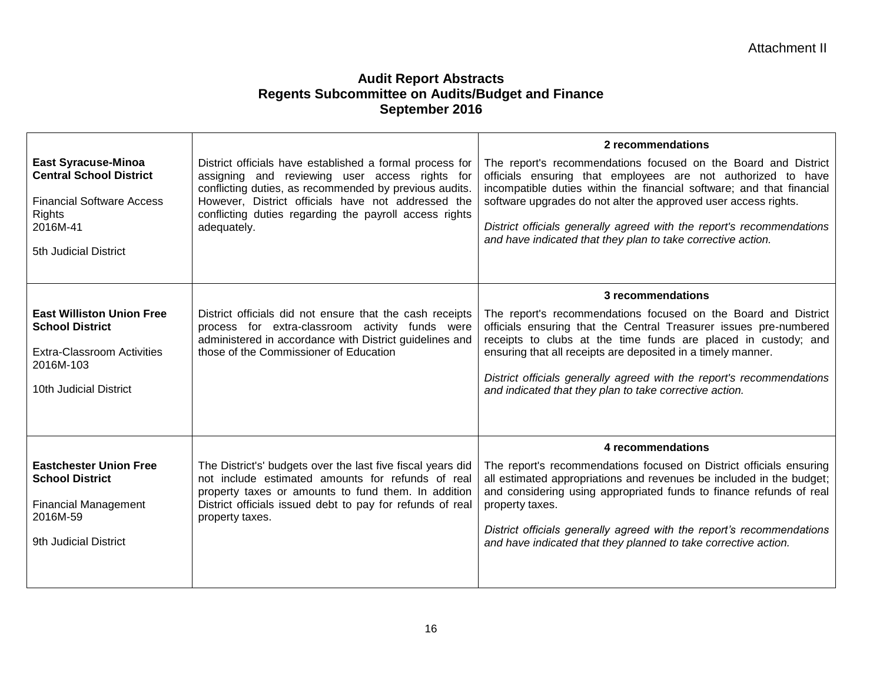Attachment II

## Audit Report Abstracts
## Regents Subcommittee on Audits/Budget and Finance
## September 2016

| | | |
|---|---|---|
| **East Syracuse-Minoa Central School District**<br><br>Financial Software Access Rights<br>2016M-41<br><br>5th Judicial District | District officials have established a formal process for assigning and reviewing user access rights for conflicting duties, as recommended by previous audits. However, District officials have not addressed the conflicting duties regarding the payroll access rights adequately. | **2 recommendations**<br>The report's recommendations focused on the Board and District officials ensuring that employees are not authorized to have incompatible duties within the financial software; and that financial software upgrades do not alter the approved user access rights.<br><br>*District officials generally agreed with the report's recommendations and have indicated that they plan to take corrective action.* |
| **East Williston Union Free School District**<br><br>Extra-Classroom Activities<br>2016M-103<br><br>10th Judicial District | District officials did not ensure that the cash receipts process for extra-classroom activity funds were administered in accordance with District guidelines and those of the Commissioner of Education | **3 recommendations**<br>The report's recommendations focused on the Board and District officials ensuring that the Central Treasurer issues pre-numbered receipts to clubs at the time funds are placed in custody; and ensuring that all receipts are deposited in a timely manner.<br><br>*District officials generally agreed with the report's recommendations and indicated that they plan to take corrective action.* |
| **Eastchester Union Free School District**<br><br>Financial Management<br>2016M-59<br><br>9th Judicial District | The District's' budgets over the last five fiscal years did not include estimated amounts for refunds of real property taxes or amounts to fund them. In addition District officials issued debt to pay for refunds of real property taxes. | **4 recommendations**<br>The report's recommendations focused on District officials ensuring all estimated appropriations and revenues be included in the budget; and considering using appropriated funds to finance refunds of real property taxes.<br><br>*District officials generally agreed with the report's recommendations and have indicated that they planned to take corrective action.* |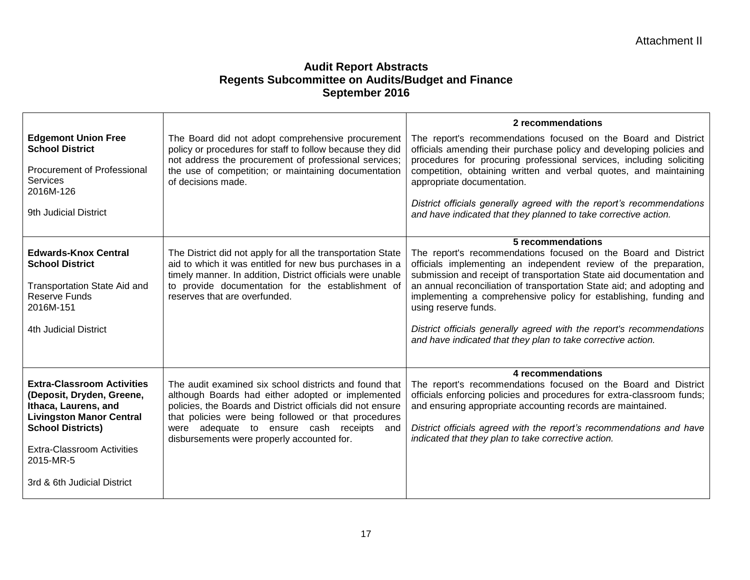Attachment II

# Audit Report Abstracts
## Regents Subcommittee on Audits/Budget and Finance
## September 2016

| | | |
|---|---|---|
| **Edgemont Union Free School District**<br><br>Procurement of Professional Services<br>2016M-126<br><br>9th Judicial District | The Board did not adopt comprehensive procurement policy or procedures for staff to follow because they did not address the procurement of professional services; the use of competition; or maintaining documentation of decisions made. | **2 recommendations**<br>The report's recommendations focused on the Board and District officials amending their purchase policy and developing policies and procedures for procuring professional services, including soliciting competition, obtaining written and verbal quotes, and maintaining appropriate documentation.<br><br>*District officials generally agreed with the report's recommendations and have indicated that they planned to take corrective action.* |
| **Edwards-Knox Central School District**<br><br>Transportation State Aid and Reserve Funds<br>2016M-151<br><br>4th Judicial District | The District did not apply for all the transportation State aid to which it was entitled for new bus purchases in a timely manner. In addition, District officials were unable to provide documentation for the establishment of reserves that are overfunded. | **5 recommendations**<br>The report's recommendations focused on the Board and District officials implementing an independent review of the preparation, submission and receipt of transportation State aid documentation and an annual reconciliation of transportation State aid; and adopting and implementing a comprehensive policy for establishing, funding and using reserve funds.<br><br>*District officials generally agreed with the report's recommendations and have indicated that they plan to take corrective action.* |
| **Extra-Classroom Activities (Deposit, Dryden, Greene, Ithaca, Laurens, and Livingston Manor Central School Districts)**<br><br>Extra-Classroom Activities<br>2015-MR-5<br><br>3rd & 6th Judicial District | The audit examined six school districts and found that although Boards had either adopted or implemented policies, the Boards and District officials did not ensure that policies were being followed or that procedures were adequate to ensure cash receipts and disbursements were properly accounted for. | **4 recommendations**<br>The report's recommendations focused on the Board and District officials enforcing policies and procedures for extra-classroom funds; and ensuring appropriate accounting records are maintained.<br><br>*District officials agreed with the report's recommendations and have indicated that they plan to take corrective action.* |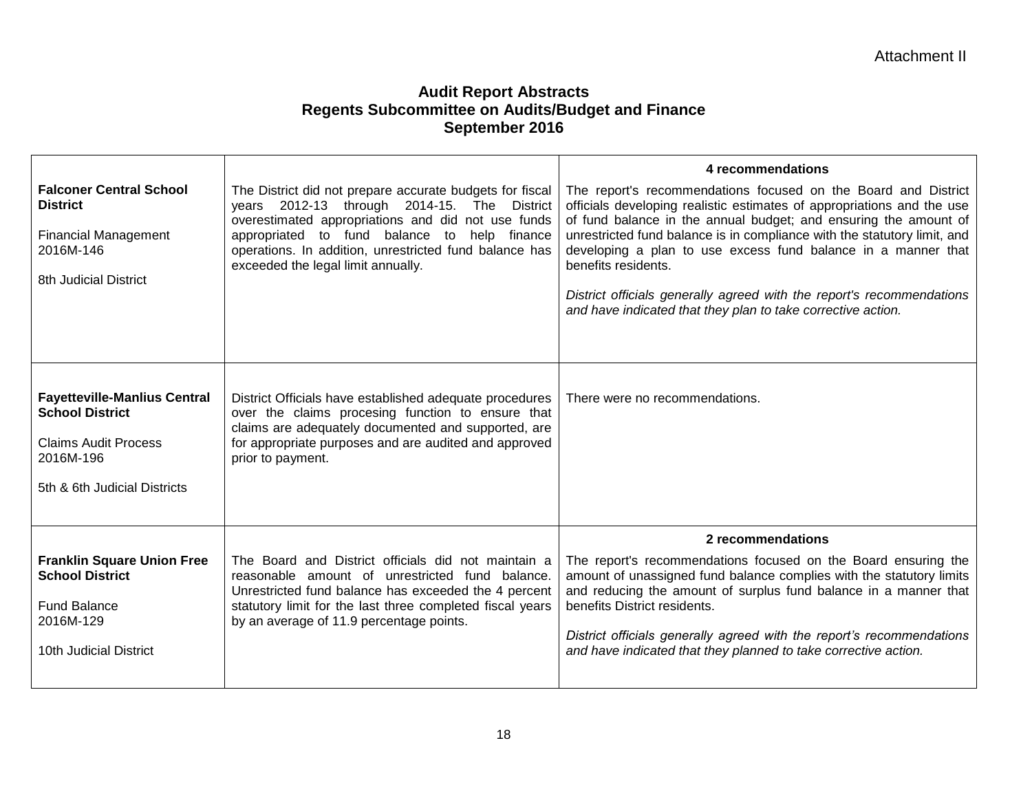Attachment II

**Audit Report Abstracts**
**Regents Subcommittee on Audits/Budget and Finance**
**September 2016**

| | | |
|---|---|---|
| **Falconer Central School District**<br><br>Financial Management<br>2016M-146<br><br>8th Judicial District | The District did not prepare accurate budgets for fiscal years 2012-13 through 2014-15. The District overestimated appropriations and did not use funds appropriated to fund balance to help finance operations. In addition, unrestricted fund balance has exceeded the legal limit annually. | **4 recommendations**<br><br>The report's recommendations focused on the Board and District officials developing realistic estimates of appropriations and the use of fund balance in the annual budget; and ensuring the amount of unrestricted fund balance is in compliance with the statutory limit, and developing a plan to use excess fund balance in a manner that benefits residents.<br><br>*District officials generally agreed with the report's recommendations and have indicated that they plan to take corrective action.* |
| **Fayetteville-Manlius Central School District**<br><br>Claims Audit Process<br>2016M-196<br><br>5th & 6th Judicial Districts | District Officials have established adequate procedures over the claims procesing function to ensure that claims are adequately documented and supported, are for appropriate purposes and are audited and approved prior to payment. | There were no recommendations. |
| **Franklin Square Union Free School District**<br><br>Fund Balance<br>2016M-129<br><br>10th Judicial District | The Board and District officials did not maintain a reasonable amount of unrestricted fund balance. Unrestricted fund balance has exceeded the 4 percent statutory limit for the last three completed fiscal years by an average of 11.9 percentage points. | **2 recommendations**<br><br>The report's recommendations focused on the Board ensuring the amount of unassigned fund balance complies with the statutory limits and reducing the amount of surplus fund balance in a manner that benefits District residents.<br><br>*District officials generally agreed with the report's recommendations and have indicated that they planned to take corrective action.* |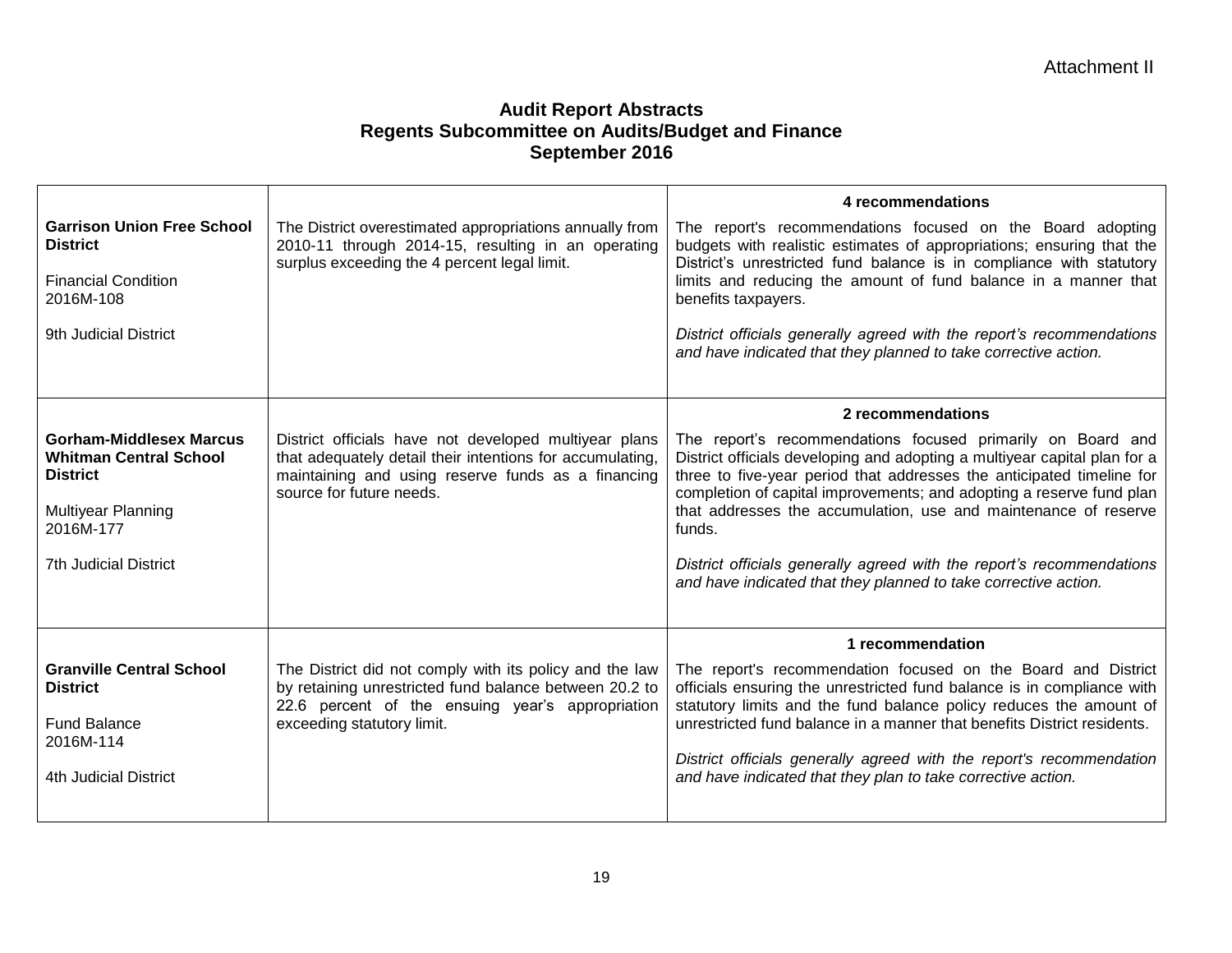Attachment II

## Audit Report Abstracts
## Regents Subcommittee on Audits/Budget and Finance
## September 2016

| | | |
|---|---|---|
| **Garrison Union Free School District**<br><br>Financial Condition<br>2016M-108<br><br>9th Judicial District | The District overestimated appropriations annually from 2010-11 through 2014-15, resulting in an operating surplus exceeding the 4 percent legal limit. | **4 recommendations**<br><br>The report's recommendations focused on the Board adopting budgets with realistic estimates of appropriations; ensuring that the District's unrestricted fund balance is in compliance with statutory limits and reducing the amount of fund balance in a manner that benefits taxpayers.<br><br>*District officials generally agreed with the report's recommendations and have indicated that they planned to take corrective action.* |
| **Gorham-Middlesex Marcus Whitman Central School District**<br><br>Multiyear Planning<br>2016M-177<br><br>7th Judicial District | District officials have not developed multiyear plans that adequately detail their intentions for accumulating, maintaining and using reserve funds as a financing source for future needs. | **2 recommendations**<br><br>The report's recommendations focused primarily on Board and District officials developing and adopting a multiyear capital plan for a three to five-year period that addresses the anticipated timeline for completion of capital improvements; and adopting a reserve fund plan that addresses the accumulation, use and maintenance of reserve funds.<br><br>*District officials generally agreed with the report's recommendations and have indicated that they planned to take corrective action.* |
| **Granville Central School District**<br><br>Fund Balance<br>2016M-114<br><br>4th Judicial District | The District did not comply with its policy and the law by retaining unrestricted fund balance between 20.2 to 22.6 percent of the ensuing year's appropriation exceeding statutory limit. | **1 recommendation**<br><br>The report's recommendation focused on the Board and District officials ensuring the unrestricted fund balance is in compliance with statutory limits and the fund balance policy reduces the amount of unrestricted fund balance in a manner that benefits District residents.<br><br>*District officials generally agreed with the report's recommendation and have indicated that they plan to take corrective action.* |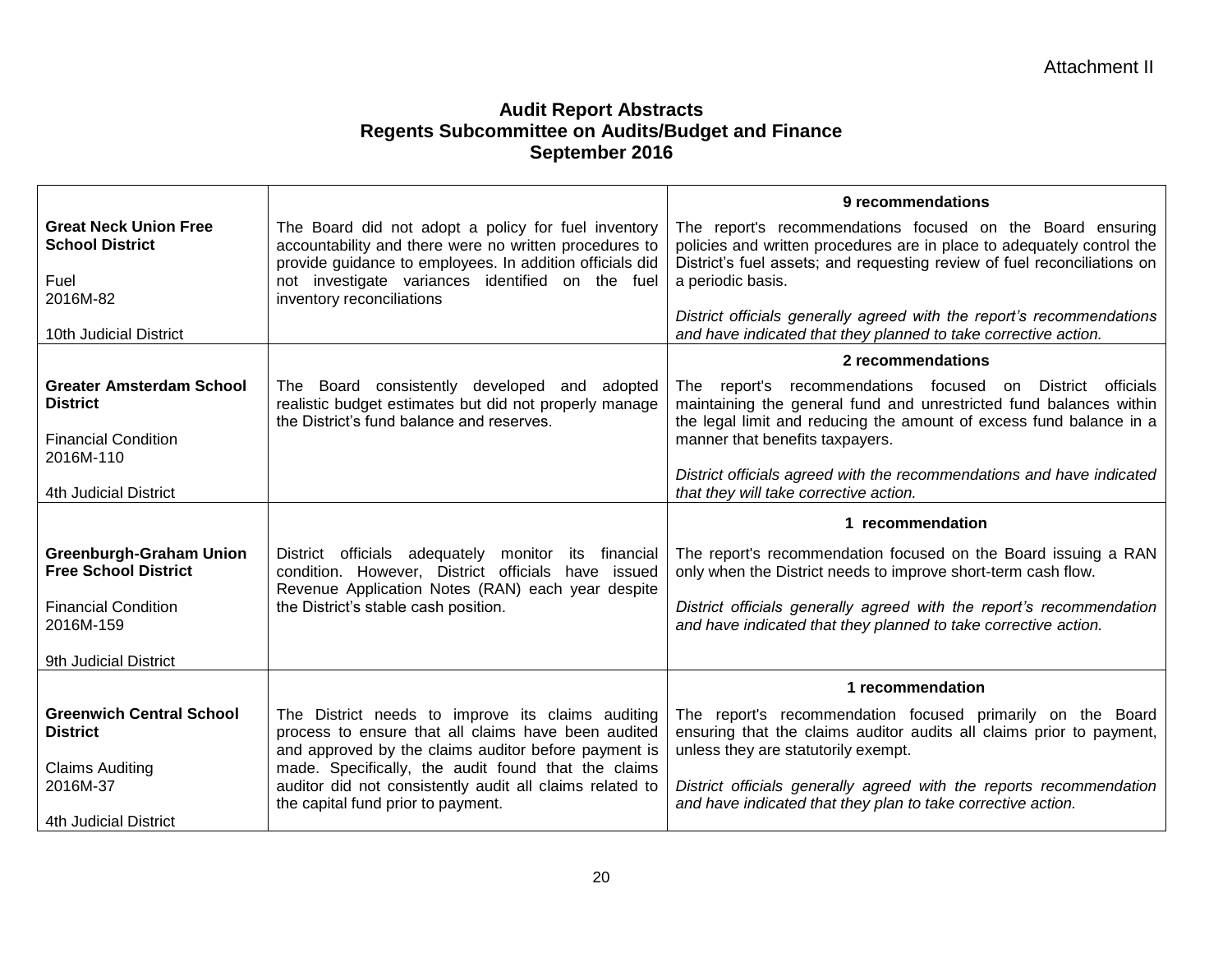Attachment II

## Audit Report Abstracts
## Regents Subcommittee on Audits/Budget and Finance
## September 2016

| | | |
|---|---|---|
| **Great Neck Union Free School District**<br><br>Fuel<br>2016M-82<br><br>10th Judicial District | The Board did not adopt a policy for fuel inventory accountability and there were no written procedures to provide guidance to employees. In addition officials did not investigate variances identified on the fuel inventory reconciliations | **9 recommendations**<br><br>The report's recommendations focused on the Board ensuring policies and written procedures are in place to adequately control the District's fuel assets; and requesting review of fuel reconciliations on a periodic basis.<br><br>*District officials generally agreed with the report's recommendations and have indicated that they planned to take corrective action.* |
| **Greater Amsterdam School District**<br><br>Financial Condition<br>2016M-110<br><br>4th Judicial District | The Board consistently developed and adopted realistic budget estimates but did not properly manage the District's fund balance and reserves. | **2 recommendations**<br><br>The report's recommendations focused on District officials maintaining the general fund and unrestricted fund balances within the legal limit and reducing the amount of excess fund balance in a manner that benefits taxpayers.<br><br>*District officials agreed with the recommendations and have indicated that they will take corrective action.* |
| **Greenburgh-Graham Union Free School District**<br><br>Financial Condition<br>2016M-159<br><br>9th Judicial District | District officials adequately monitor its financial condition. However, District officials have issued Revenue Application Notes (RAN) each year despite the District's stable cash position. | **1 recommendation**<br><br>The report's recommendation focused on the Board issuing a RAN only when the District needs to improve short-term cash flow.<br><br>*District officials generally agreed with the report's recommendation and have indicated that they planned to take corrective action.* |
| **Greenwich Central School District**<br><br>Claims Auditing<br>2016M-37<br><br>4th Judicial District | The District needs to improve its claims auditing process to ensure that all claims have been audited and approved by the claims auditor before payment is made. Specifically, the audit found that the claims auditor did not consistently audit all claims related to the capital fund prior to payment. | **1 recommendation**<br><br>The report's recommendation focused primarily on the Board ensuring that the claims auditor audits all claims prior to payment, unless they are statutorily exempt.<br><br>*District officials generally agreed with the reports recommendation and have indicated that they plan to take corrective action.* |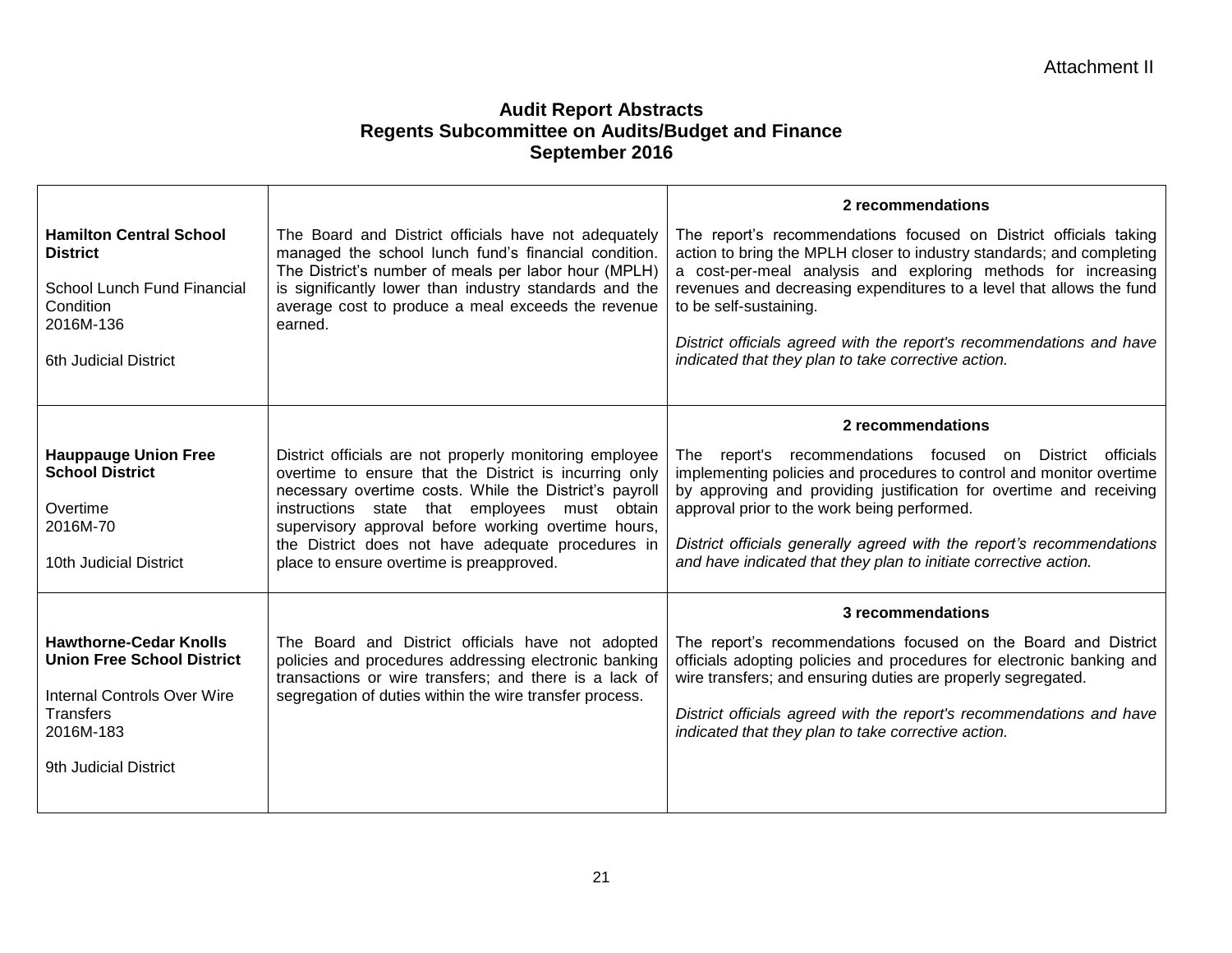Attachment II

## Audit Report Abstracts
## Regents Subcommittee on Audits/Budget and Finance
## September 2016

| | | |
|---|---|---|
| **Hamilton Central School District**<br><br>School Lunch Fund Financial Condition<br>2016M-136<br><br>6th Judicial District | The Board and District officials have not adequately managed the school lunch fund's financial condition. The District's number of meals per labor hour (MPLH) is significantly lower than industry standards and the average cost to produce a meal exceeds the revenue earned. | **2 recommendations**<br><br>The report's recommendations focused on District officials taking action to bring the MPLH closer to industry standards; and completing a cost-per-meal analysis and exploring methods for increasing revenues and decreasing expenditures to a level that allows the fund to be self-sustaining.<br><br>*District officials agreed with the report's recommendations and have indicated that they plan to take corrective action.* |
| **Hauppauge Union Free School District**<br><br>Overtime<br>2016M-70<br><br>10th Judicial District | District officials are not properly monitoring employee overtime to ensure that the District is incurring only necessary overtime costs. While the District's payroll instructions state that employees must obtain supervisory approval before working overtime hours, the District does not have adequate procedures in place to ensure overtime is preapproved. | **2 recommendations**<br><br>The report's recommendations focused on District officials implementing policies and procedures to control and monitor overtime by approving and providing justification for overtime and receiving approval prior to the work being performed.<br><br>*District officials generally agreed with the report's recommendations and have indicated that they plan to initiate corrective action.* |
| **Hawthorne-Cedar Knolls Union Free School District**<br><br>Internal Controls Over Wire Transfers<br>2016M-183<br><br>9th Judicial District | The Board and District officials have not adopted policies and procedures addressing electronic banking transactions or wire transfers; and there is a lack of segregation of duties within the wire transfer process. | **3 recommendations**<br><br>The report's recommendations focused on the Board and District officials adopting policies and procedures for electronic banking and wire transfers; and ensuring duties are properly segregated.<br><br>*District officials agreed with the report's recommendations and have indicated that they plan to take corrective action.* |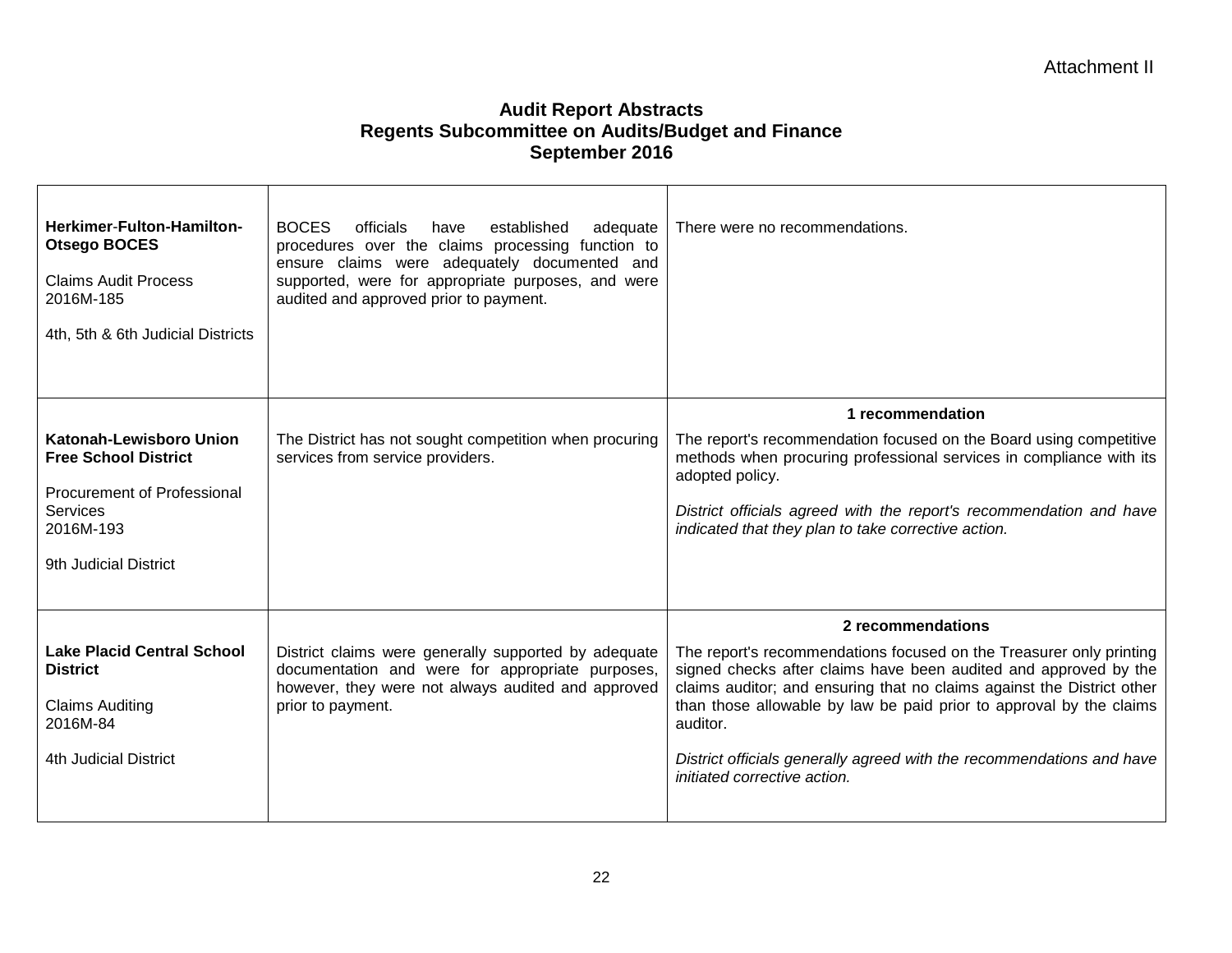Attachment II

## Audit Report Abstracts
## Regents Subcommittee on Audits/Budget and Finance
## September 2016

| | | |
|---|---|---|
| **Herkimer-Fulton-Hamilton-Otsego BOCES**<br><br>Claims Audit Process<br>2016M-185<br><br>4th, 5th & 6th Judicial Districts | BOCES officials have established adequate procedures over the claims processing function to ensure claims were adequately documented and supported, were for appropriate purposes, and were audited and approved prior to payment. | There were no recommendations. |
| **Katonah-Lewisboro Union Free School District**<br><br>Procurement of Professional Services<br>2016M-193<br><br>9th Judicial District | The District has not sought competition when procuring services from service providers. | **1 recommendation**<br><br>The report's recommendation focused on the Board using competitive methods when procuring professional services in compliance with its adopted policy.<br><br>*District officials agreed with the report's recommendation and have indicated that they plan to take corrective action.* |
| **Lake Placid Central School District**<br><br>Claims Auditing<br>2016M-84<br><br>4th Judicial District | District claims were generally supported by adequate documentation and were for appropriate purposes, however, they were not always audited and approved prior to payment. | **2 recommendations**<br><br>The report's recommendations focused on the Treasurer only printing signed checks after claims have been audited and approved by the claims auditor; and ensuring that no claims against the District other than those allowable by law be paid prior to approval by the claims auditor.<br><br>*District officials generally agreed with the recommendations and have initiated corrective action.* |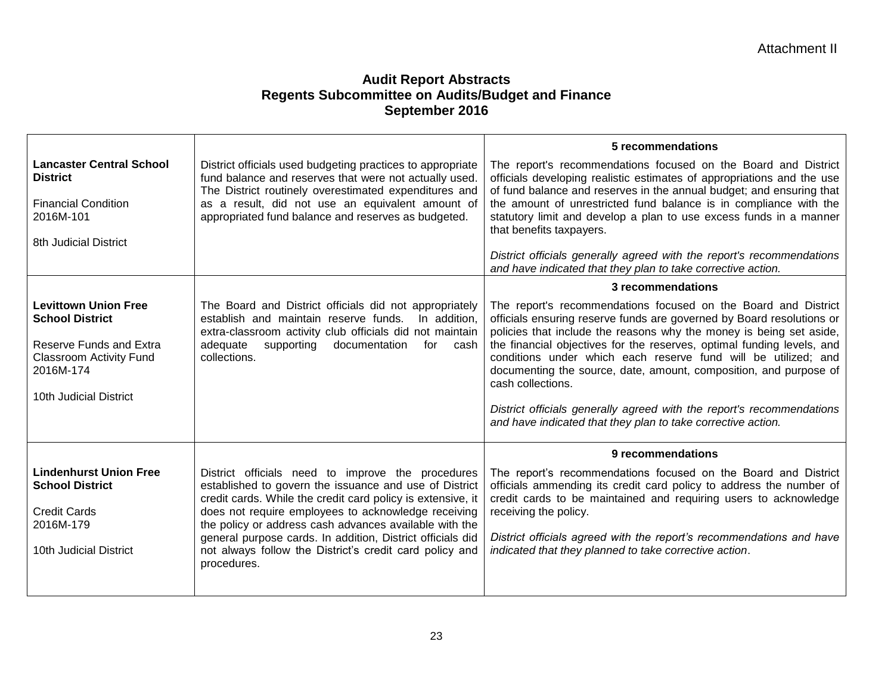Attachment II

## Audit Report Abstracts
## Regents Subcommittee on Audits/Budget and Finance
## September 2016

| | | |
|---|---|---|
| **Lancaster Central School District**<br><br>Financial Condition<br>2016M-101<br><br>8th Judicial District | District officials used budgeting practices to appropriate fund balance and reserves that were not actually used. The District routinely overestimated expenditures and as a result, did not use an equivalent amount of appropriated fund balance and reserves as budgeted. | **5 recommendations**<br><br>The report's recommendations focused on the Board and District officials developing realistic estimates of appropriations and the use of fund balance and reserves in the annual budget; and ensuring that the amount of unrestricted fund balance is in compliance with the statutory limit and develop a plan to use excess funds in a manner that benefits taxpayers.<br><br>*District officials generally agreed with the report's recommendations and have indicated that they plan to take corrective action.* |
| **Levittown Union Free School District**<br><br>Reserve Funds and Extra Classroom Activity Fund<br>2016M-174<br><br>10th Judicial District | The Board and District officials did not appropriately establish and maintain reserve funds. In addition, extra-classroom activity club officials did not maintain adequate supporting documentation for cash collections. | **3 recommendations**<br><br>The report's recommendations focused on the Board and District officials ensuring reserve funds are governed by Board resolutions or policies that include the reasons why the money is being set aside, the financial objectives for the reserves, optimal funding levels, and conditions under which each reserve fund will be utilized; and documenting the source, date, amount, composition, and purpose of cash collections.<br><br>*District officials generally agreed with the report's recommendations and have indicated that they plan to take corrective action.* |
| **Lindenhurst Union Free School District**<br><br>Credit Cards<br>2016M-179<br><br>10th Judicial District | District officials need to improve the procedures established to govern the issuance and use of District credit cards. While the credit card policy is extensive, it does not require employees to acknowledge receiving the policy or address cash advances available with the general purpose cards. In addition, District officials did not always follow the District's credit card policy and procedures. | **9 recommendations**<br><br>The report's recommendations focused on the Board and District officials ammending its credit card policy to address the number of credit cards to be maintained and requiring users to acknowledge receiving the policy.<br><br>*District officials agreed with the report's recommendations and have indicated that they planned to take corrective action*. |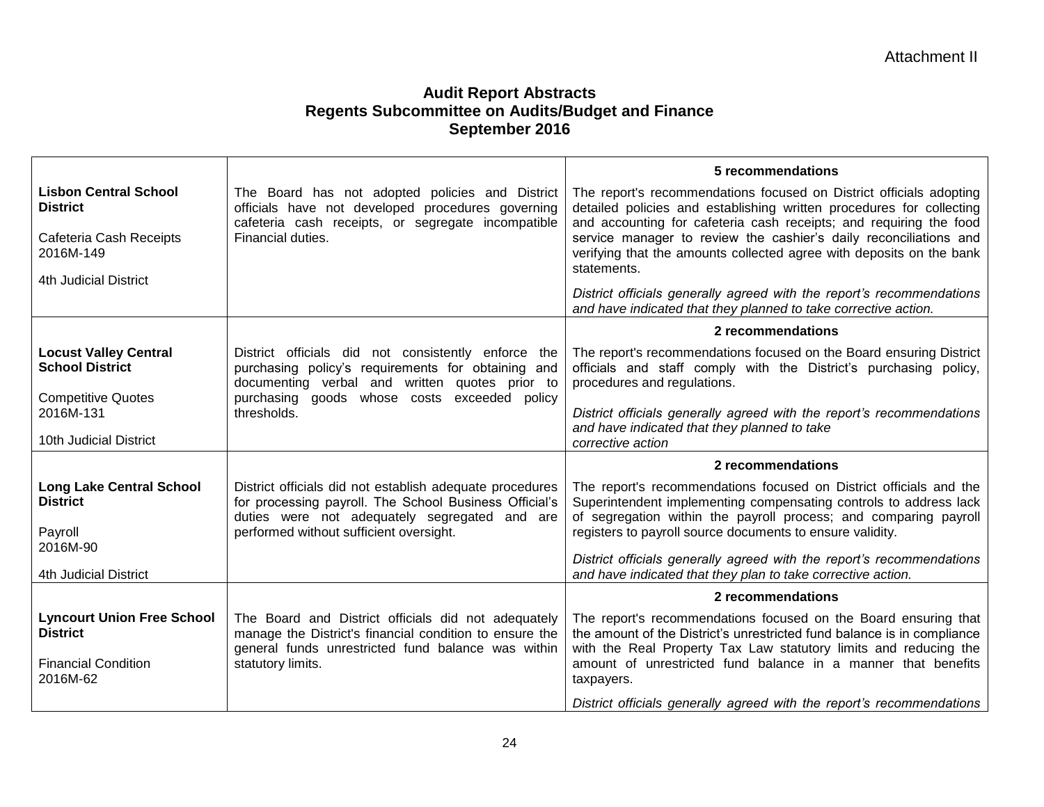Attachment II

## Audit Report Abstracts
## Regents Subcommittee on Audits/Budget and Finance
## September 2016

| | | |
|---|---|---|
| **Lisbon Central School District**<br><br>Cafeteria Cash Receipts<br>2016M-149<br><br>4th Judicial District | The Board has not adopted policies and District officials have not developed procedures governing cafeteria cash receipts, or segregate incompatible Financial duties. | **5 recommendations**<br><br>The report's recommendations focused on District officials adopting detailed policies and establishing written procedures for collecting and accounting for cafeteria cash receipts; and requiring the food service manager to review the cashier's daily reconciliations and verifying that the amounts collected agree with deposits on the bank statements.<br><br>*District officials generally agreed with the report's recommendations and have indicated that they planned to take corrective action.* |
| **Locust Valley Central School District**<br><br>Competitive Quotes<br>2016M-131<br><br>10th Judicial District | District officials did not consistently enforce the purchasing policy's requirements for obtaining and documenting verbal and written quotes prior to purchasing goods whose costs exceeded policy thresholds. | **2 recommendations**<br><br>The report's recommendations focused on the Board ensuring District officials and staff comply with the District's purchasing policy, procedures and regulations.<br><br>*District officials generally agreed with the report's recommendations and have indicated that they planned to take corrective action* |
| **Long Lake Central School District**<br><br>Payroll<br>2016M-90<br><br>4th Judicial District | District officials did not establish adequate procedures for processing payroll. The School Business Official's duties were not adequately segregated and are performed without sufficient oversight. | **2 recommendations**<br><br>The report's recommendations focused on District officials and the Superintendent implementing compensating controls to address lack of segregation within the payroll process; and comparing payroll registers to payroll source documents to ensure validity.<br><br>*District officials generally agreed with the report's recommendations and have indicated that they plan to take corrective action.* |
| **Lyncourt Union Free School District**<br><br>Financial Condition<br>2016M-62 | The Board and District officials did not adequately manage the District's financial condition to ensure the general funds unrestricted fund balance was within statutory limits. | **2 recommendations**<br><br>The report's recommendations focused on the Board ensuring that the amount of the District's unrestricted fund balance is in compliance with the Real Property Tax Law statutory limits and reducing the amount of unrestricted fund balance in a manner that benefits taxpayers.<br><br>*District officials generally agreed with the report's recommendations* |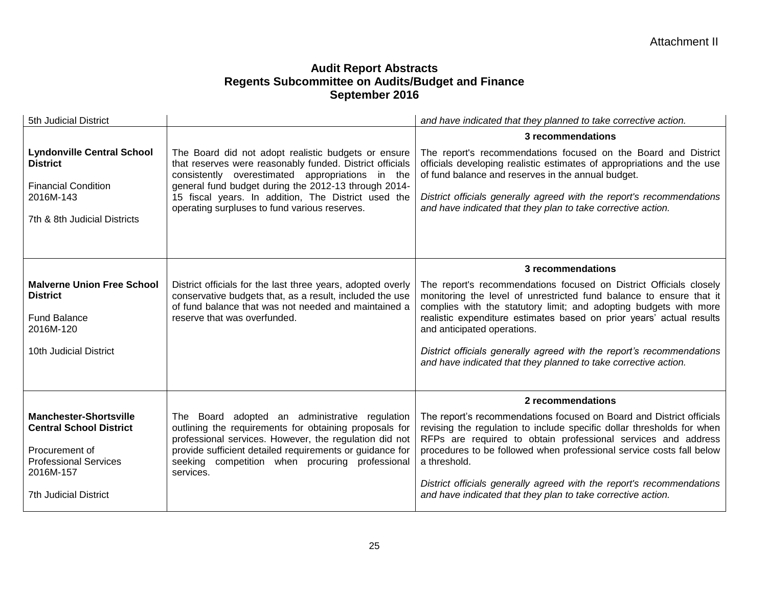Attachment II

## Audit Report Abstracts
## Regents Subcommittee on Audits/Budget and Finance
## September 2016

| | | |
|---|---|---|
| 5th Judicial District | | *and have indicated that they planned to take corrective action.* |
| **Lyndonville Central School District**<br><br>Financial Condition<br>2016M-143<br><br>7th & 8th Judicial Districts | The Board did not adopt realistic budgets or ensure that reserves were reasonably funded. District officials consistently overestimated appropriations in the general fund budget during the 2012-13 through 2014-15 fiscal years. In addition, The District used the operating surpluses to fund various reserves. | **3 recommendations**<br><br>The report's recommendations focused on the Board and District officials developing realistic estimates of appropriations and the use of fund balance and reserves in the annual budget.<br><br>*District officials generally agreed with the report's recommendations and have indicated that they plan to take corrective action.* |
| **Malverne Union Free School District**<br><br>Fund Balance<br>2016M-120<br><br>10th Judicial District | District officials for the last three years, adopted overly conservative budgets that, as a result, included the use of fund balance that was not needed and maintained a reserve that was overfunded. | **3 recommendations**<br><br>The report's recommendations focused on District Officials closely monitoring the level of unrestricted fund balance to ensure that it complies with the statutory limit; and adopting budgets with more realistic expenditure estimates based on prior years' actual results and anticipated operations.<br><br>*District officials generally agreed with the report's recommendations and have indicated that they planned to take corrective action.* |
| **Manchester-Shortsville Central School District**<br><br>Procurement of Professional Services<br>2016M-157<br><br>7th Judicial District | The Board adopted an administrative regulation outlining the requirements for obtaining proposals for professional services. However, the regulation did not provide sufficient detailed requirements or guidance for seeking competition when procuring professional services. | **2 recommendations**<br><br>The report's recommendations focused on Board and District officials revising the regulation to include specific dollar thresholds for when RFPs are required to obtain professional services and address procedures to be followed when professional service costs fall below a threshold.<br><br>*District officials generally agreed with the report's recommendations and have indicated that they plan to take corrective action.* |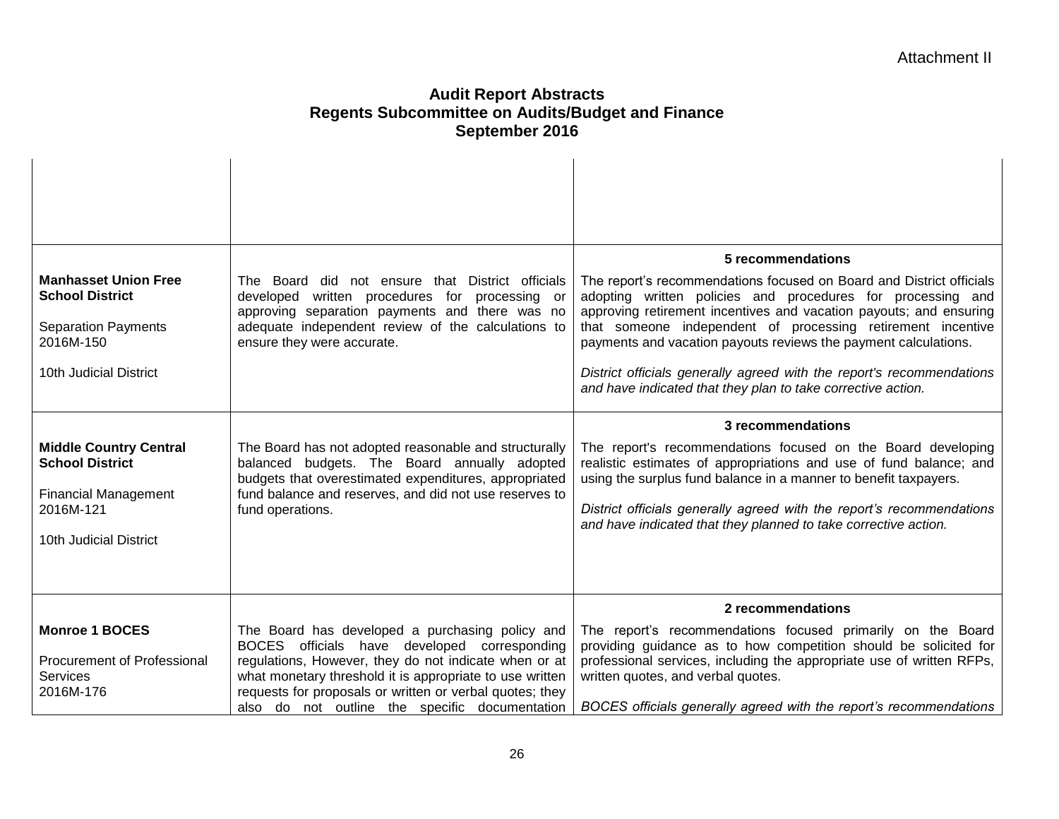Attachment II

**Audit Report Abstracts**
**Regents Subcommittee on Audits/Budget and Finance**
**September 2016**

| | | |
|---|---|---|
| | | |
| **Manhasset Union Free School District**<br><br>Separation Payments<br>2016M-150<br><br>10th Judicial District | The Board did not ensure that District officials developed written procedures for processing or approving separation payments and there was no adequate independent review of the calculations to ensure they were accurate. | **5 recommendations**<br><br>The report's recommendations focused on Board and District officials adopting written policies and procedures for processing and approving retirement incentives and vacation payouts; and ensuring that someone independent of processing retirement incentive payments and vacation payouts reviews the payment calculations.<br><br>*District officials generally agreed with the report's recommendations and have indicated that they plan to take corrective action.* |
| **Middle Country Central School District**<br><br>Financial Management<br>2016M-121<br><br>10th Judicial District | The Board has not adopted reasonable and structurally balanced budgets. The Board annually adopted budgets that overestimated expenditures, appropriated fund balance and reserves, and did not use reserves to fund operations. | **3 recommendations**<br><br>The report's recommendations focused on the Board developing realistic estimates of appropriations and use of fund balance; and using the surplus fund balance in a manner to benefit taxpayers.<br><br>*District officials generally agreed with the report's recommendations and have indicated that they planned to take corrective action.* |
| **Monroe 1 BOCES**<br><br>Procurement of Professional Services<br>2016M-176 | The Board has developed a purchasing policy and BOCES officials have developed corresponding regulations, However, they do not indicate when or at what monetary threshold it is appropriate to use written requests for proposals or written or verbal quotes; they also do not outline the specific documentation | **2 recommendations**<br><br>The report's recommendations focused primarily on the Board providing guidance as to how competition should be solicited for professional services, including the appropriate use of written RFPs, written quotes, and verbal quotes.<br><br>*BOCES officials generally agreed with the report's recommendations* |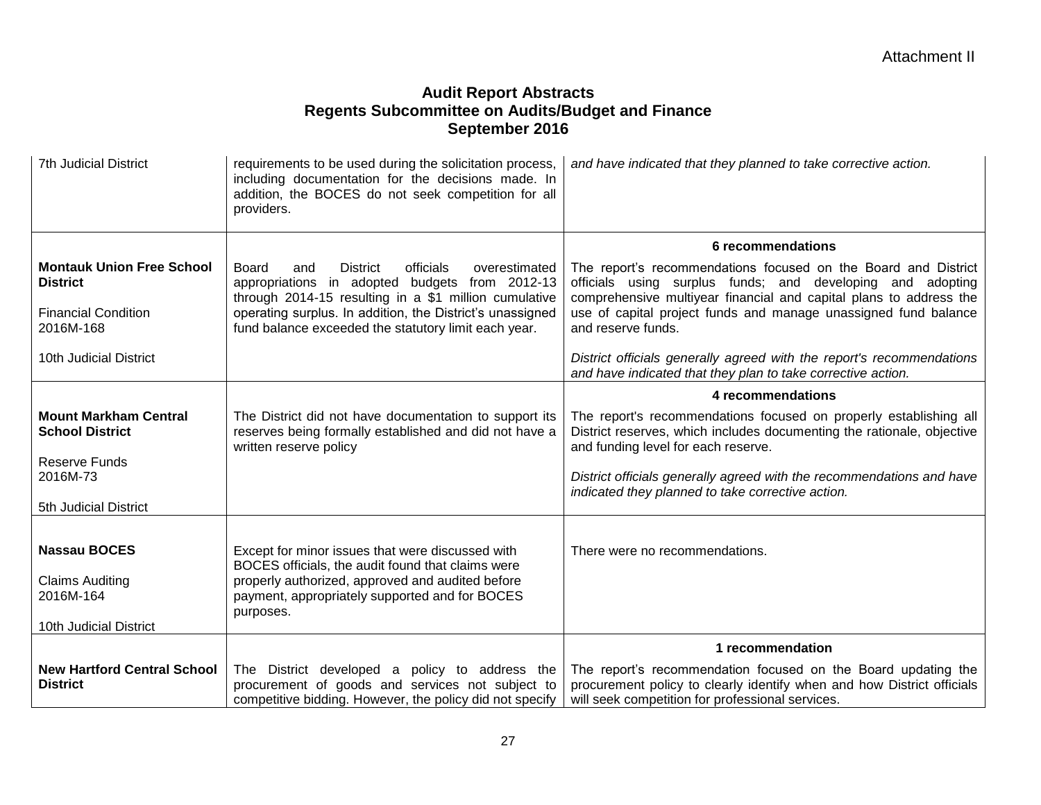Attachment II

# Audit Report Abstracts
## Regents Subcommittee on Audits/Budget and Finance
## September 2016

| | | |
|---|---|---|
| 7th Judicial District | requirements to be used during the solicitation process, including documentation for the decisions made. In addition, the BOCES do not seek competition for all providers. | *and have indicated that they planned to take corrective action.* |
| **Montauk Union Free School District**<br><br>Financial Condition<br>2016M-168<br><br>10th Judicial District | Board and District officials overestimated appropriations in adopted budgets from 2012-13 through 2014-15 resulting in a $1 million cumulative operating surplus. In addition, the District's unassigned fund balance exceeded the statutory limit each year. | **6 recommendations**<br><br>The report's recommendations focused on the Board and District officials using surplus funds; and developing and adopting comprehensive multiyear financial and capital plans to address the use of capital project funds and manage unassigned fund balance and reserve funds.<br><br>*District officials generally agreed with the report's recommendations and have indicated that they plan to take corrective action.* |
| **Mount Markham Central School District**<br><br>Reserve Funds<br>2016M-73<br><br>5th Judicial District | The District did not have documentation to support its reserves being formally established and did not have a written reserve policy | **4 recommendations**<br><br>The report's recommendations focused on properly establishing all District reserves, which includes documenting the rationale, objective and funding level for each reserve.<br><br>*District officials generally agreed with the recommendations and have indicated they planned to take corrective action.* |
| **Nassau BOCES**<br><br>Claims Auditing<br>2016M-164<br><br>10th Judicial District | Except for minor issues that were discussed with BOCES officials, the audit found that claims were properly authorized, approved and audited before payment, appropriately supported and for BOCES purposes. | There were no recommendations. |
| **New Hartford Central School District** | The District developed a policy to address the procurement of goods and services not subject to competitive bidding. However, the policy did not specify | **1 recommendation**<br><br>The report's recommendation focused on the Board updating the procurement policy to clearly identify when and how District officials will seek competition for professional services. |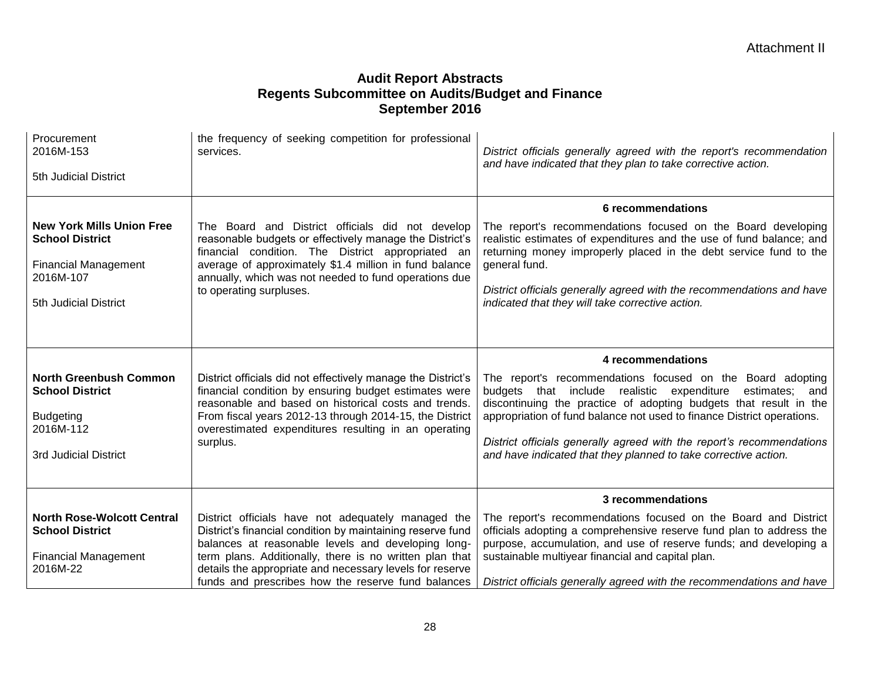Attachment II

# Audit Report Abstracts
## Regents Subcommittee on Audits/Budget and Finance
## September 2016

| | | |
|---|---|---|
| Procurement<br>2016M-153<br><br>5th Judicial District | the frequency of seeking competition for professional services. | *District officials generally agreed with the report's recommendation and have indicated that they plan to take corrective action.* |
| **New York Mills Union Free School District**<br><br>Financial Management<br>2016M-107<br><br>5th Judicial District | The Board and District officials did not develop reasonable budgets or effectively manage the District's financial condition. The District appropriated an average of approximately $1.4 million in fund balance annually, which was not needed to fund operations due to operating surpluses. | **6 recommendations**<br>The report's recommendations focused on the Board developing realistic estimates of expenditures and the use of fund balance; and returning money improperly placed in the debt service fund to the general fund.<br><br>*District officials generally agreed with the recommendations and have indicated that they will take corrective action.* |
| **North Greenbush Common School District**<br><br>Budgeting<br>2016M-112<br><br>3rd Judicial District | District officials did not effectively manage the District's financial condition by ensuring budget estimates were reasonable and based on historical costs and trends. From fiscal years 2012-13 through 2014-15, the District overestimated expenditures resulting in an operating surplus. | **4 recommendations**<br>The report's recommendations focused on the Board adopting budgets that include realistic expenditure estimates; and discontinuing the practice of adopting budgets that result in the appropriation of fund balance not used to finance District operations.<br><br>*District officials generally agreed with the report's recommendations and have indicated that they planned to take corrective action.* |
| **North Rose-Wolcott Central School District**<br><br>Financial Management<br>2016M-22 | District officials have not adequately managed the District's financial condition by maintaining reserve fund balances at reasonable levels and developing long-term plans. Additionally, there is no written plan that details the appropriate and necessary levels for reserve funds and prescribes how the reserve fund balances | **3 recommendations**<br>The report's recommendations focused on the Board and District officials adopting a comprehensive reserve fund plan to address the purpose, accumulation, and use of reserve funds; and developing a sustainable multiyear financial and capital plan.<br><br>*District officials generally agreed with the recommendations and have* |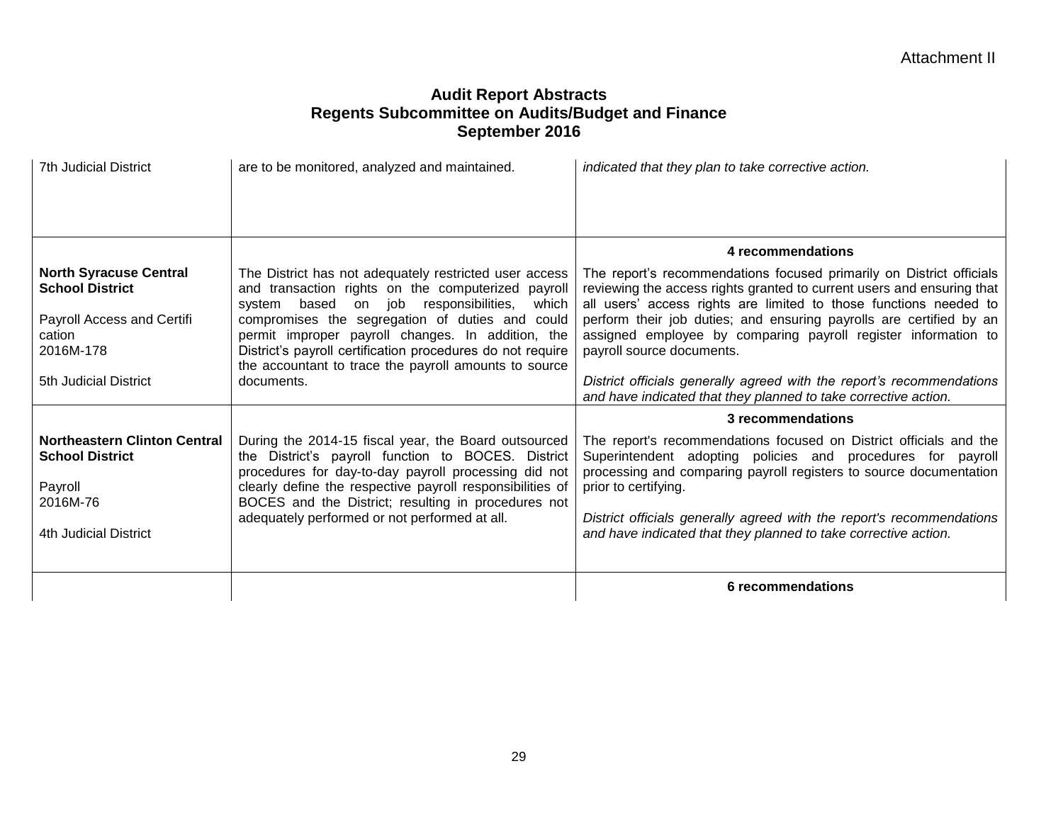Attachment II

**Audit Report Abstracts**
**Regents Subcommittee on Audits/Budget and Finance**
**September 2016**

| | | |
|---|---|---|
| 7th Judicial District | are to be monitored, analyzed and maintained. | *indicated that they plan to take corrective action.* |
| **North Syracuse Central School District**<br><br>Payroll Access and Certifi cation<br>2016M-178<br><br>5th Judicial District | The District has not adequately restricted user access and transaction rights on the computerized payroll system based on job responsibilities, which compromises the segregation of duties and could permit improper payroll changes. In addition, the District's payroll certification procedures do not require the accountant to trace the payroll amounts to source documents. | **4 recommendations**<br><br>The report's recommendations focused primarily on District officials reviewing the access rights granted to current users and ensuring that all users' access rights are limited to those functions needed to perform their job duties; and ensuring payrolls are certified by an assigned employee by comparing payroll register information to payroll source documents.<br><br>*District officials generally agreed with the report's recommendations and have indicated that they planned to take corrective action.* |
| **Northeastern Clinton Central School District**<br><br>Payroll<br>2016M-76<br><br>4th Judicial District | During the 2014-15 fiscal year, the Board outsourced the District's payroll function to BOCES. District procedures for day-to-day payroll processing did not clearly define the respective payroll responsibilities of BOCES and the District; resulting in procedures not adequately performed or not performed at all. | **3 recommendations**<br><br>The report's recommendations focused on District officials and the Superintendent adopting policies and procedures for payroll processing and comparing payroll registers to source documentation prior to certifying.<br><br>*District officials generally agreed with the report's recommendations and have indicated that they planned to take corrective action.* |
| | | **6 recommendations** |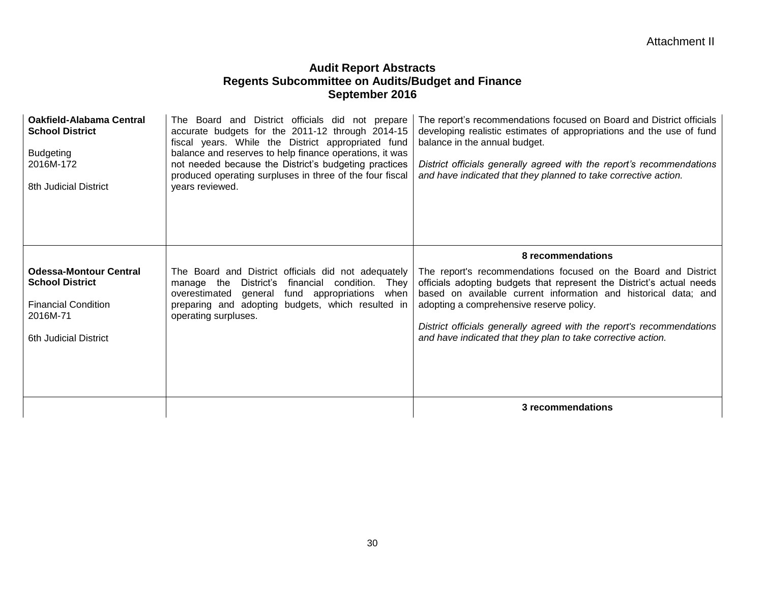Attachment II

## Audit Report Abstracts
## Regents Subcommittee on Audits/Budget and Finance
## September 2016

| | | |
|---|---|---|
| **Oakfield-Alabama Central School District**<br><br>Budgeting<br>2016M-172<br><br>8th Judicial District | The Board and District officials did not prepare accurate budgets for the 2011-12 through 2014-15 fiscal years. While the District appropriated fund balance and reserves to help finance operations, it was not needed because the District's budgeting practices produced operating surpluses in three of the four fiscal years reviewed. | The report's recommendations focused on Board and District officials developing realistic estimates of appropriations and the use of fund balance in the annual budget.<br><br>*District officials generally agreed with the report's recommendations and have indicated that they planned to take corrective action.*<br><br>**8 recommendations** |
| **Odessa-Montour Central School District**<br><br>Financial Condition<br>2016M-71<br><br>6th Judicial District | The Board and District officials did not adequately manage the District's financial condition. They overestimated general fund appropriations when preparing and adopting budgets, which resulted in operating surpluses. | The report's recommendations focused on the Board and District officials adopting budgets that represent the District's actual needs based on available current information and historical data; and adopting a comprehensive reserve policy.<br><br>*District officials generally agreed with the report's recommendations and have indicated that they plan to take corrective action.*<br><br>**3 recommendations** |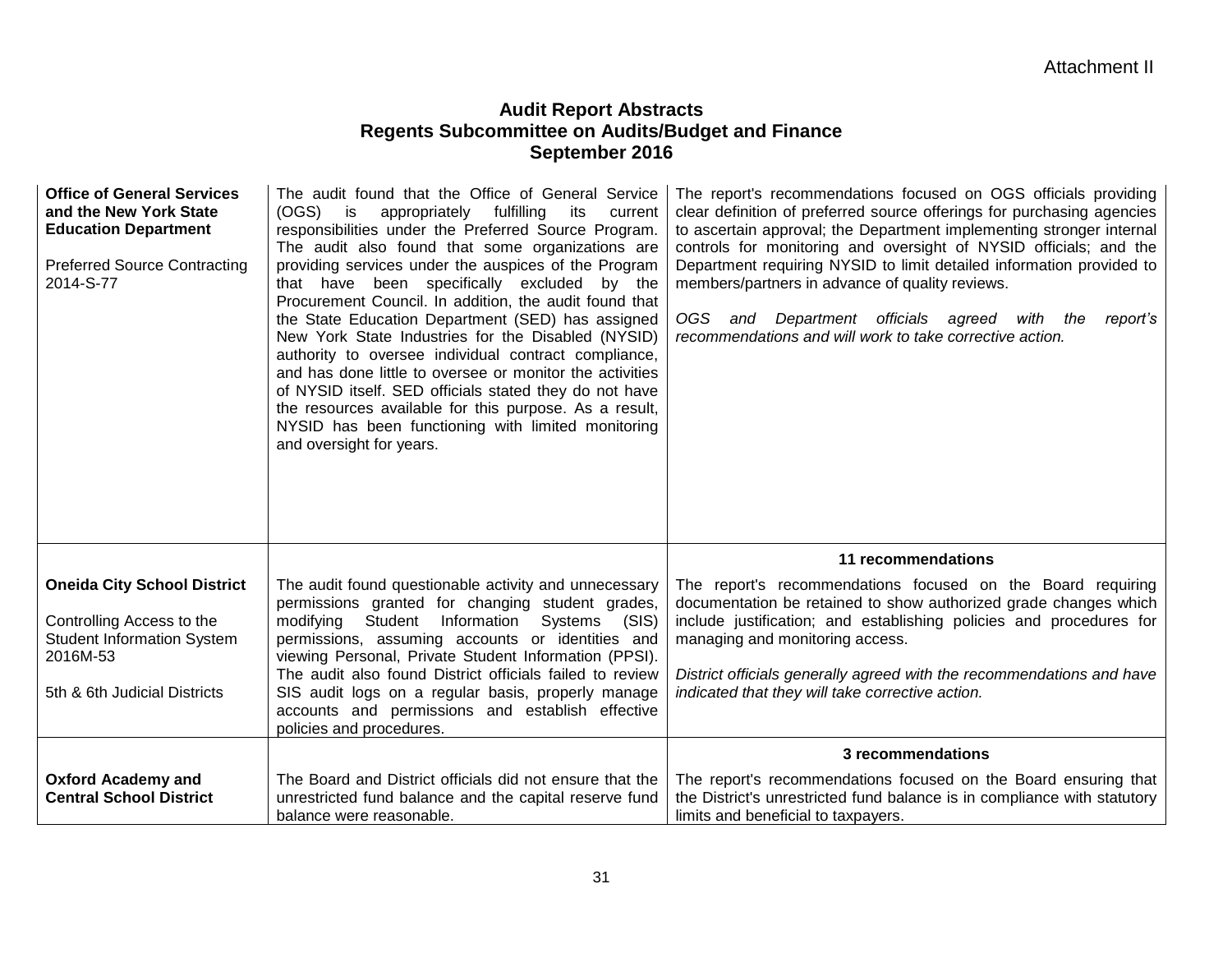Attachment II

## Audit Report Abstracts
## Regents Subcommittee on Audits/Budget and Finance
## September 2016

| | | |
|---|---|---|
| **Office of General Services and the New York State Education Department**<br><br>Preferred Source Contracting 2014-S-77 | The audit found that the Office of General Service (OGS) is appropriately fulfilling its current responsibilities under the Preferred Source Program. The audit also found that some organizations are providing services under the auspices of the Program that have been specifically excluded by the Procurement Council. In addition, the audit found that the State Education Department (SED) has assigned New York State Industries for the Disabled (NYSID) authority to oversee individual contract compliance, and has done little to oversee or monitor the activities of NYSID itself. SED officials stated they do not have the resources available for this purpose. As a result, NYSID has been functioning with limited monitoring and oversight for years. | The report's recommendations focused on OGS officials providing clear definition of preferred source offerings for purchasing agencies to ascertain approval; the Department implementing stronger internal controls for monitoring and oversight of NYSID officials; and the Department requiring NYSID to limit detailed information provided to members/partners in advance of quality reviews.<br><br>*OGS and Department officials agreed with the report's recommendations and will work to take corrective action.* |
| | | **11 recommendations** |
| **Oneida City School District**<br><br>Controlling Access to the Student Information System 2016M-53<br><br>5th & 6th Judicial Districts | The audit found questionable activity and unnecessary permissions granted for changing student grades, modifying Student Information Systems (SIS) permissions, assuming accounts or identities and viewing Personal, Private Student Information (PPSI). The audit also found District officials failed to review SIS audit logs on a regular basis, properly manage accounts and permissions and establish effective policies and procedures. | The report's recommendations focused on the Board requiring documentation be retained to show authorized grade changes which include justification; and establishing policies and procedures for managing and monitoring access.<br><br>*District officials generally agreed with the recommendations and have indicated that they will take corrective action.* |
| | | **3 recommendations** |
| **Oxford Academy and Central School District** | The Board and District officials did not ensure that the unrestricted fund balance and the capital reserve fund balance were reasonable. | The report's recommendations focused on the Board ensuring that the District's unrestricted fund balance is in compliance with statutory limits and beneficial to taxpayers. |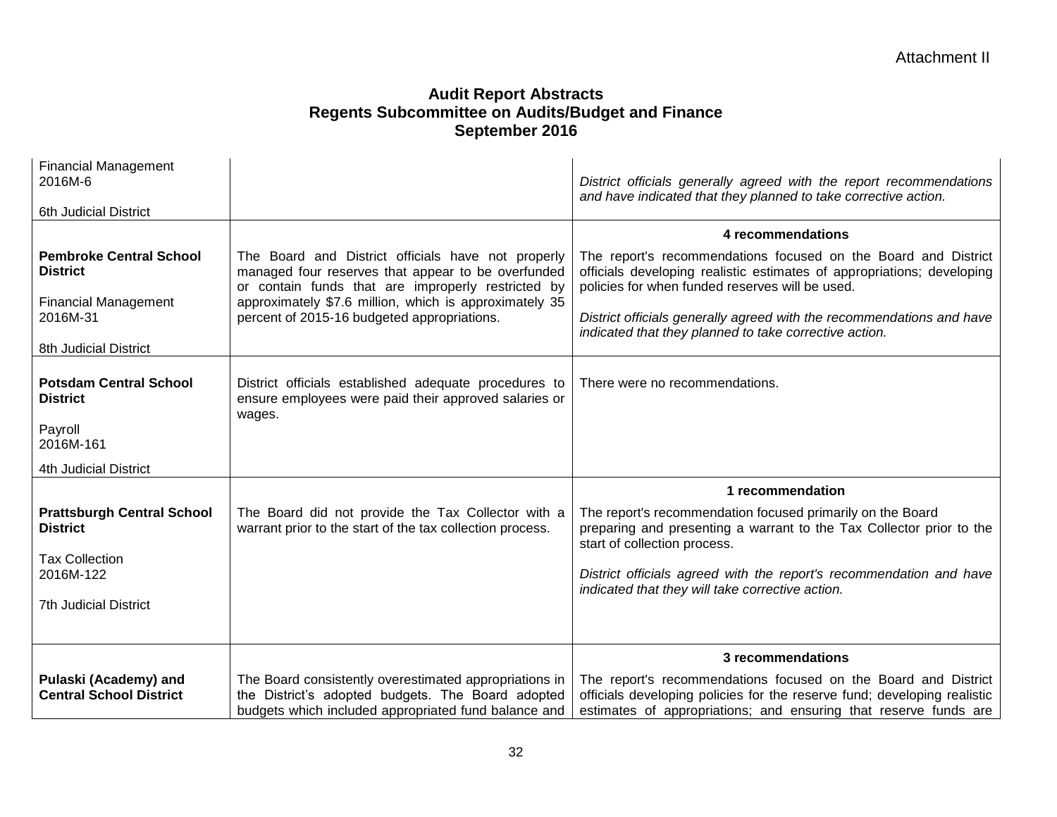Attachment II

# Audit Report Abstracts
## Regents Subcommittee on Audits/Budget and Finance
## September 2016

| | | |
|---|---|---|
| Financial Management<br>2016M-6<br><br>6th Judicial District | | *District officials generally agreed with the report recommendations and have indicated that they planned to take corrective action.* |
| **Pembroke Central School District**<br><br>Financial Management<br>2016M-31<br><br>8th Judicial District | The Board and District officials have not properly managed four reserves that appear to be overfunded or contain funds that are improperly restricted by approximately $7.6 million, which is approximately 35 percent of 2015-16 budgeted appropriations. | **4 recommendations**<br><br>The report's recommendations focused on the Board and District officials developing realistic estimates of appropriations; developing policies for when funded reserves will be used.<br><br>*District officials generally agreed with the recommendations and have indicated that they planned to take corrective action.* |
| **Potsdam Central School District**<br><br>Payroll<br>2016M-161<br><br>4th Judicial District | District officials established adequate procedures to ensure employees were paid their approved salaries or wages. | There were no recommendations. |
| **Prattsburgh Central School District**<br><br>Tax Collection<br>2016M-122<br><br>7th Judicial District | The Board did not provide the Tax Collector with a warrant prior to the start of the tax collection process. | **1 recommendation**<br><br>The report's recommendation focused primarily on the Board preparing and presenting a warrant to the Tax Collector prior to the start of collection process.<br><br>*District officials agreed with the report's recommendation and have indicated that they will take corrective action.* |
| **Pulaski (Academy) and Central School District** | The Board consistently overestimated appropriations in the District's adopted budgets. The Board adopted budgets which included appropriated fund balance and | **3 recommendations**<br><br>The report's recommendations focused on the Board and District officials developing policies for the reserve fund; developing realistic estimates of appropriations; and ensuring that reserve funds are |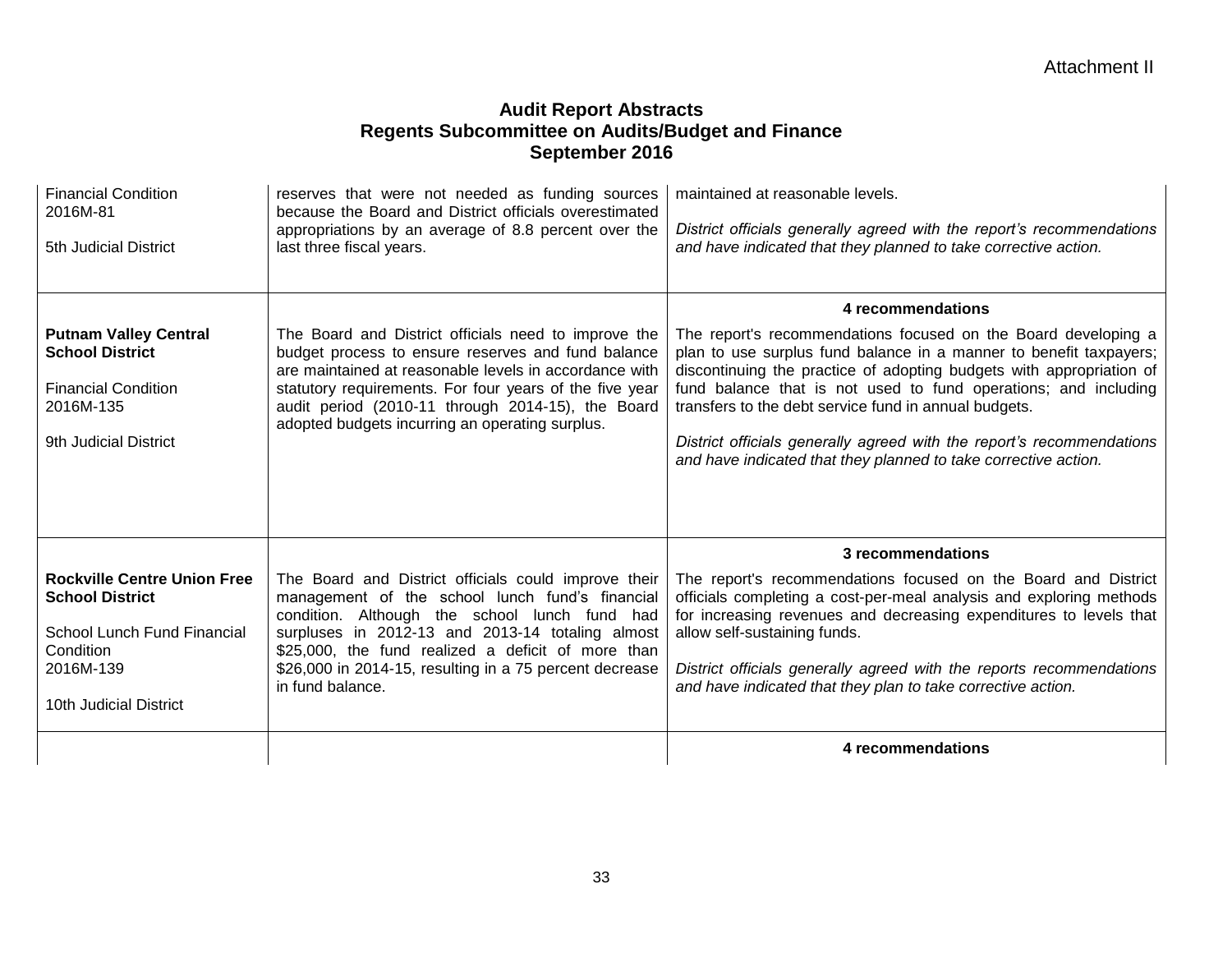Attachment II

# Audit Report Abstracts
## Regents Subcommittee on Audits/Budget and Finance
## September 2016

| | | |
|---|---|---|
| Financial Condition<br>2016M-81<br><br>5th Judicial District | reserves that were not needed as funding sources because the Board and District officials overestimated appropriations by an average of 8.8 percent over the last three fiscal years. | maintained at reasonable levels.<br><br>*District officials generally agreed with the report's recommendations and have indicated that they planned to take corrective action.* |
| | | **4 recommendations** |
| **Putnam Valley Central School District**<br><br>Financial Condition<br>2016M-135<br><br>9th Judicial District | The Board and District officials need to improve the budget process to ensure reserves and fund balance are maintained at reasonable levels in accordance with statutory requirements. For four years of the five year audit period (2010-11 through 2014-15), the Board adopted budgets incurring an operating surplus. | The report's recommendations focused on the Board developing a plan to use surplus fund balance in a manner to benefit taxpayers; discontinuing the practice of adopting budgets with appropriation of fund balance that is not used to fund operations; and including transfers to the debt service fund in annual budgets.<br><br>*District officials generally agreed with the report's recommendations and have indicated that they planned to take corrective action.* |
| | | **3 recommendations** |
| **Rockville Centre Union Free School District**<br><br>School Lunch Fund Financial Condition<br>2016M-139<br><br>10th Judicial District | The Board and District officials could improve their management of the school lunch fund's financial condition. Although the school lunch fund had surpluses in 2012-13 and 2013-14 totaling almost \$25,000, the fund realized a deficit of more than \$26,000 in 2014-15, resulting in a 75 percent decrease in fund balance. | The report's recommendations focused on the Board and District officials completing a cost-per-meal analysis and exploring methods for increasing revenues and decreasing expenditures to levels that allow self-sustaining funds.<br><br>*District officials generally agreed with the reports recommendations and have indicated that they plan to take corrective action.* |
| | | **4 recommendations** |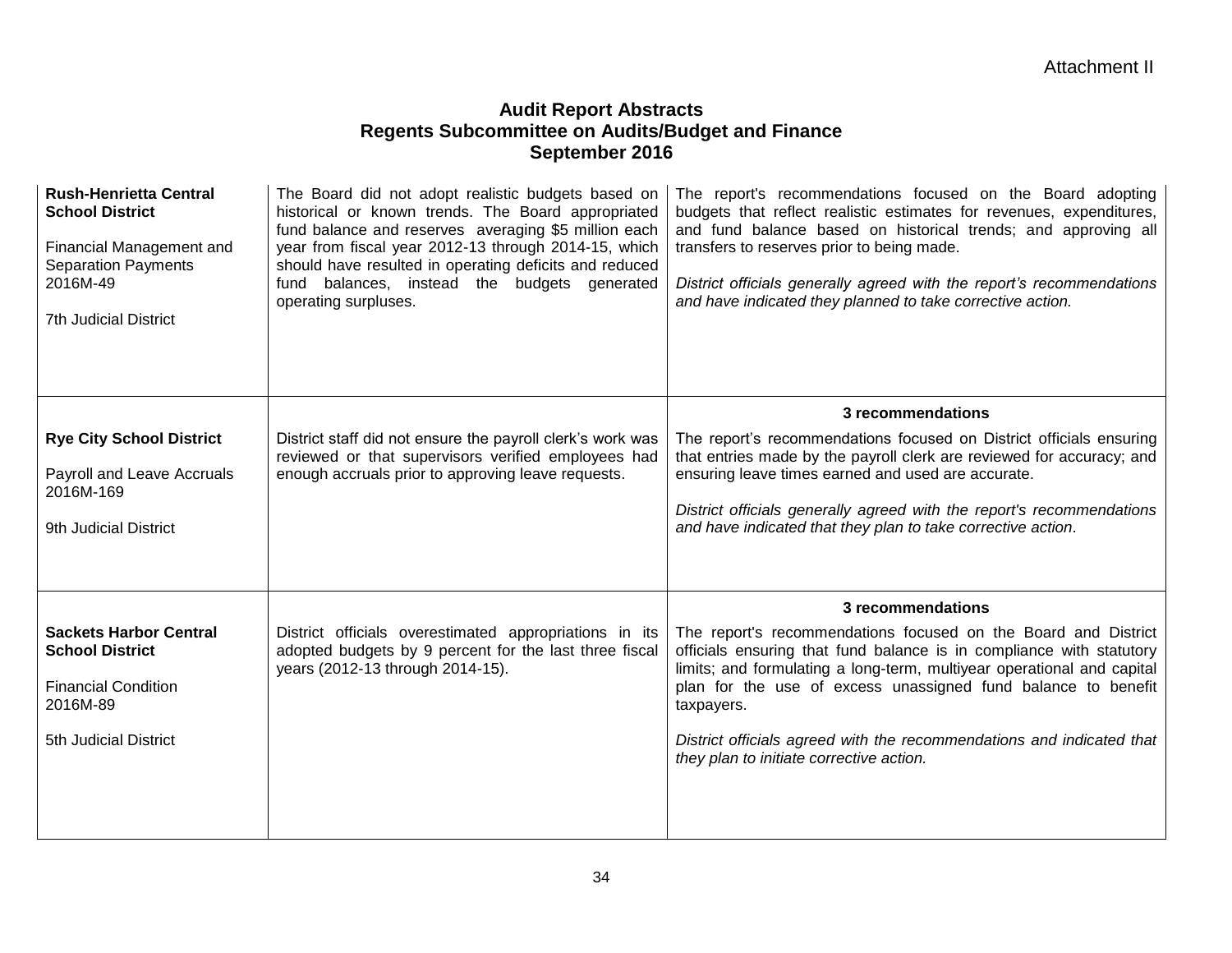Attachment II

# Audit Report Abstracts
## Regents Subcommittee on Audits/Budget and Finance
## September 2016

| | | |
|---|---|---|
| **Rush-Henrietta Central School District**<br><br>Financial Management and Separation Payments<br>2016M-49<br><br>7th Judicial District | The Board did not adopt realistic budgets based on historical or known trends. The Board appropriated fund balance and reserves averaging $5 million each year from fiscal year 2012-13 through 2014-15, which should have resulted in operating deficits and reduced fund balances, instead the budgets generated operating surpluses. | The report's recommendations focused on the Board adopting budgets that reflect realistic estimates for revenues, expenditures, and fund balance based on historical trends; and approving all transfers to reserves prior to being made.<br><br>*District officials generally agreed with the report's recommendations and have indicated they planned to take corrective action.* |
| **Rye City School District**<br><br>Payroll and Leave Accruals<br>2016M-169<br><br>9th Judicial District | District staff did not ensure the payroll clerk's work was reviewed or that supervisors verified employees had enough accruals prior to approving leave requests. | **3 recommendations**<br><br>The report's recommendations focused on District officials ensuring that entries made by the payroll clerk are reviewed for accuracy; and ensuring leave times earned and used are accurate.<br><br>*District officials generally agreed with the report's recommendations and have indicated that they plan to take corrective action*. |
| **Sackets Harbor Central School District**<br><br>Financial Condition<br>2016M-89<br><br>5th Judicial District | District officials overestimated appropriations in its adopted budgets by 9 percent for the last three fiscal years (2012-13 through 2014-15). | **3 recommendations**<br><br>The report's recommendations focused on the Board and District officials ensuring that fund balance is in compliance with statutory limits; and formulating a long-term, multiyear operational and capital plan for the use of excess unassigned fund balance to benefit taxpayers.<br><br>*District officials agreed with the recommendations and indicated that they plan to initiate corrective action.* |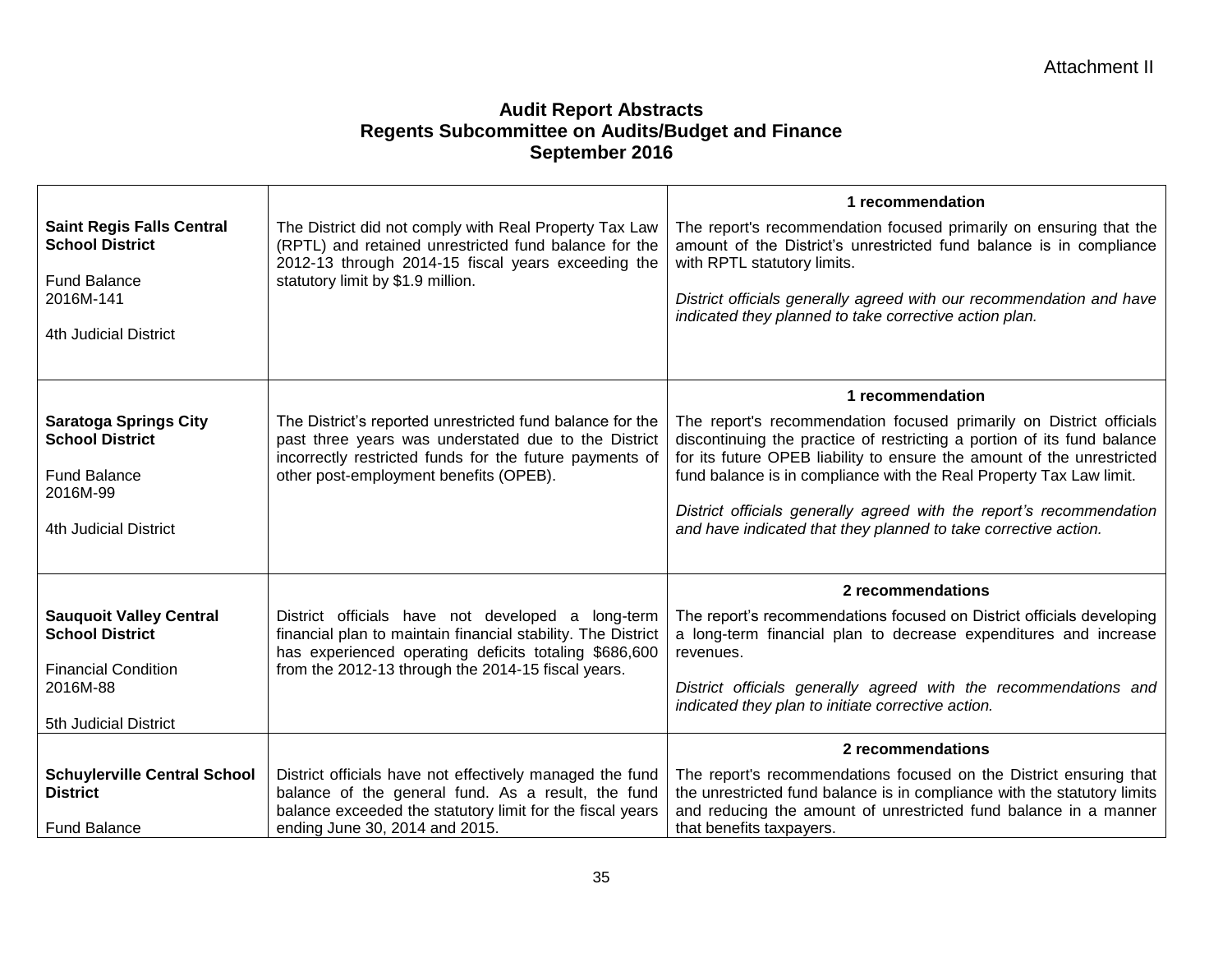Attachment II

# Audit Report Abstracts
## Regents Subcommittee on Audits/Budget and Finance
## September 2016

| | | |
|---|---|---|
| **Saint Regis Falls Central School District**<br><br>Fund Balance<br>2016M-141<br><br>4th Judicial District | The District did not comply with Real Property Tax Law (RPTL) and retained unrestricted fund balance for the 2012-13 through 2014-15 fiscal years exceeding the statutory limit by $1.9 million. | **1 recommendation**<br><br>The report's recommendation focused primarily on ensuring that the amount of the District's unrestricted fund balance is in compliance with RPTL statutory limits.<br><br>*District officials generally agreed with our recommendation and have indicated they planned to take corrective action plan.* |
| **Saratoga Springs City School District**<br><br>Fund Balance<br>2016M-99<br><br>4th Judicial District | The District's reported unrestricted fund balance for the past three years was understated due to the District incorrectly restricted funds for the future payments of other post-employment benefits (OPEB). | **1 recommendation**<br><br>The report's recommendation focused primarily on District officials discontinuing the practice of restricting a portion of its fund balance for its future OPEB liability to ensure the amount of the unrestricted fund balance is in compliance with the Real Property Tax Law limit.<br><br>*District officials generally agreed with the report's recommendation and have indicated that they planned to take corrective action.* |
| **Sauquoit Valley Central School District**<br><br>Financial Condition<br>2016M-88<br><br>5th Judicial District | District officials have not developed a long-term financial plan to maintain financial stability. The District has experienced operating deficits totaling $686,600 from the 2012-13 through the 2014-15 fiscal years. | **2 recommendations**<br><br>The report's recommendations focused on District officials developing a long-term financial plan to decrease expenditures and increase revenues.<br><br>*District officials generally agreed with the recommendations and indicated they plan to initiate corrective action.* |
| **Schuylerville Central School District**<br><br>Fund Balance | District officials have not effectively managed the fund balance of the general fund. As a result, the fund balance exceeded the statutory limit for the fiscal years ending June 30, 2014 and 2015. | **2 recommendations**<br><br>The report's recommendations focused on the District ensuring that the unrestricted fund balance is in compliance with the statutory limits and reducing the amount of unrestricted fund balance in a manner that benefits taxpayers. |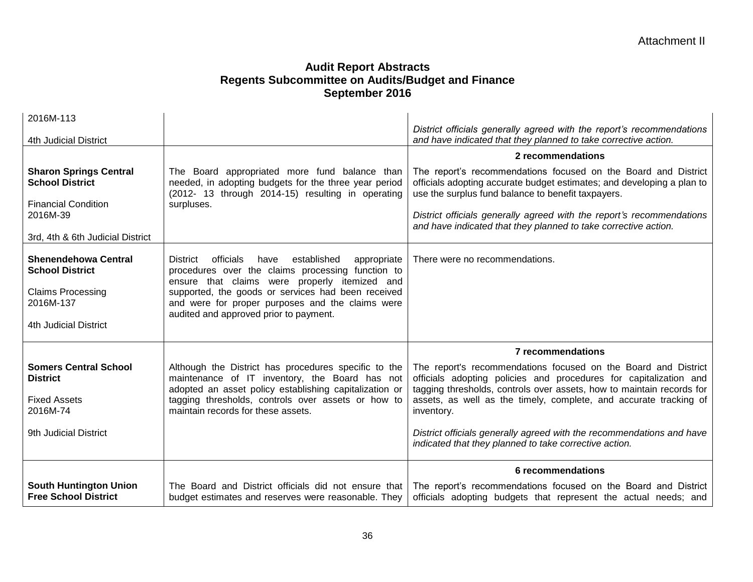Attachment II

# Audit Report Abstracts
## Regents Subcommittee on Audits/Budget and Finance
## September 2016

| | | |
|---|---|---|
| 2016M-113<br><br>4th Judicial District | | *District officials generally agreed with the report's recommendations and have indicated that they planned to take corrective action.* |
| **Sharon Springs Central School District**<br><br>Financial Condition<br>2016M-39<br><br>3rd, 4th & 6th Judicial District | The Board appropriated more fund balance than needed, in adopting budgets for the three year period (2012- 13 through 2014-15) resulting in operating surpluses. | **2 recommendations**<br><br>The report's recommendations focused on the Board and District officials adopting accurate budget estimates; and developing a plan to use the surplus fund balance to benefit taxpayers.<br><br>*District officials generally agreed with the report's recommendations and have indicated that they planned to take corrective action.* |
| **Shenendehowa Central School District**<br><br>Claims Processing<br>2016M-137<br><br>4th Judicial District | District officials have established appropriate procedures over the claims processing function to ensure that claims were properly itemized and supported, the goods or services had been received and were for proper purposes and the claims were audited and approved prior to payment. | There were no recommendations. |
| **Somers Central School District**<br><br>Fixed Assets<br>2016M-74<br><br>9th Judicial District | Although the District has procedures specific to the maintenance of IT inventory, the Board has not adopted an asset policy establishing capitalization or tagging thresholds, controls over assets or how to maintain records for these assets. | **7 recommendations**<br><br>The report's recommendations focused on the Board and District officials adopting policies and procedures for capitalization and tagging thresholds, controls over assets, how to maintain records for assets, as well as the timely, complete, and accurate tracking of inventory.<br><br>*District officials generally agreed with the recommendations and have indicated that they planned to take corrective action.* |
| **South Huntington Union Free School District** | The Board and District officials did not ensure that budget estimates and reserves were reasonable. They | **6 recommendations**<br><br>The report's recommendations focused on the Board and District officials adopting budgets that represent the actual needs; and |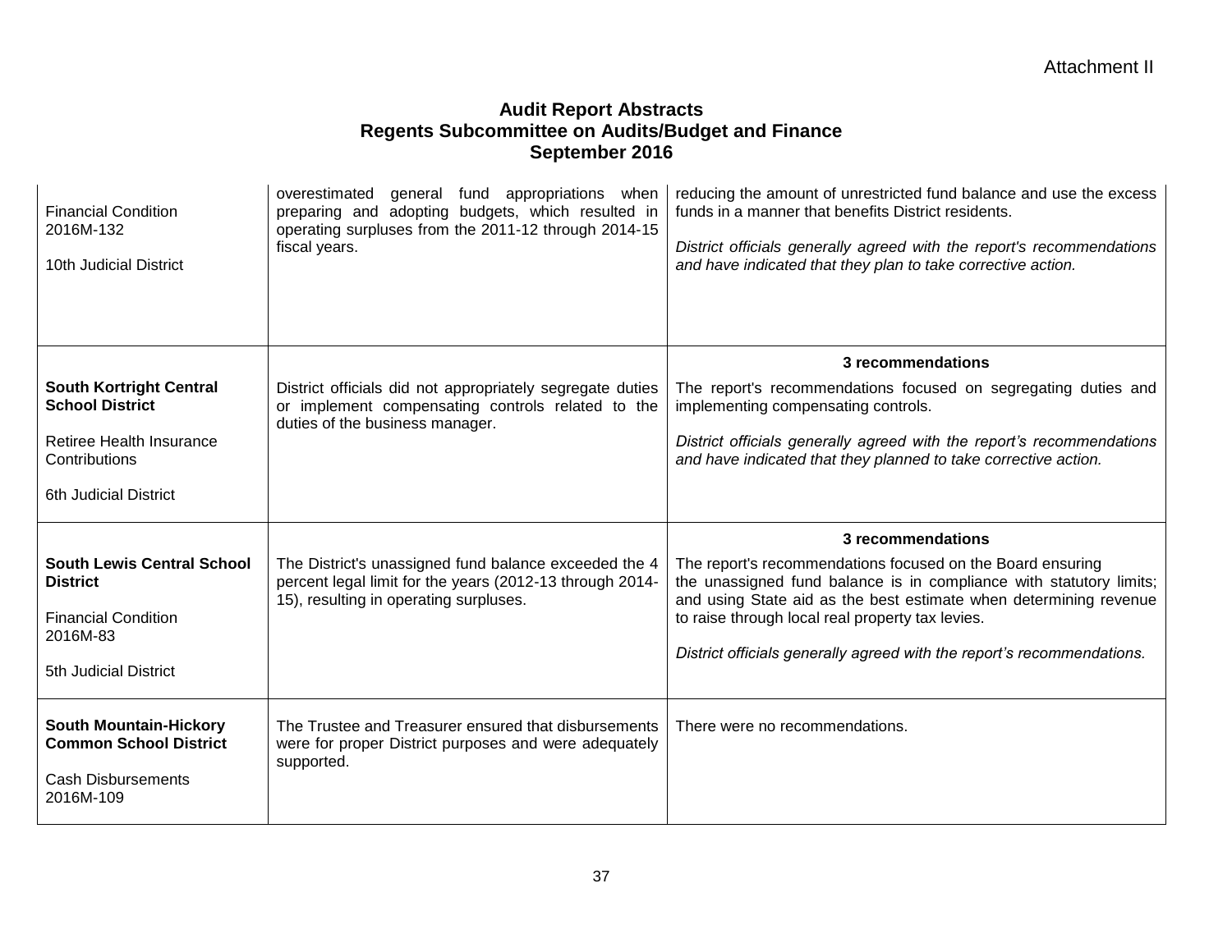Attachment II

# Audit Report Abstracts
## Regents Subcommittee on Audits/Budget and Finance
## September 2016

| | | |
|---|---|---|
| Financial Condition<br>2016M-132<br><br>10th Judicial District | overestimated general fund appropriations when preparing and adopting budgets, which resulted in operating surpluses from the 2011-12 through 2014-15 fiscal years. | reducing the amount of unrestricted fund balance and use the excess funds in a manner that benefits District residents.<br><br>*District officials generally agreed with the report's recommendations and have indicated that they plan to take corrective action.* |
| **South Kortright Central School District**<br><br>Retiree Health Insurance Contributions<br><br>6th Judicial District | District officials did not appropriately segregate duties or implement compensating controls related to the duties of the business manager. | **3 recommendations**<br><br>The report's recommendations focused on segregating duties and implementing compensating controls.<br><br>*District officials generally agreed with the report's recommendations and have indicated that they planned to take corrective action.* |
| **South Lewis Central School District**<br><br>Financial Condition<br>2016M-83<br><br>5th Judicial District | The District's unassigned fund balance exceeded the 4 percent legal limit for the years (2012-13 through 2014-15), resulting in operating surpluses. | **3 recommendations**<br><br>The report's recommendations focused on the Board ensuring the unassigned fund balance is in compliance with statutory limits; and using State aid as the best estimate when determining revenue to raise through local real property tax levies.<br><br>*District officials generally agreed with the report's recommendations.* |
| **South Mountain-Hickory Common School District**<br><br>Cash Disbursements<br>2016M-109 | The Trustee and Treasurer ensured that disbursements were for proper District purposes and were adequately supported. | There were no recommendations. |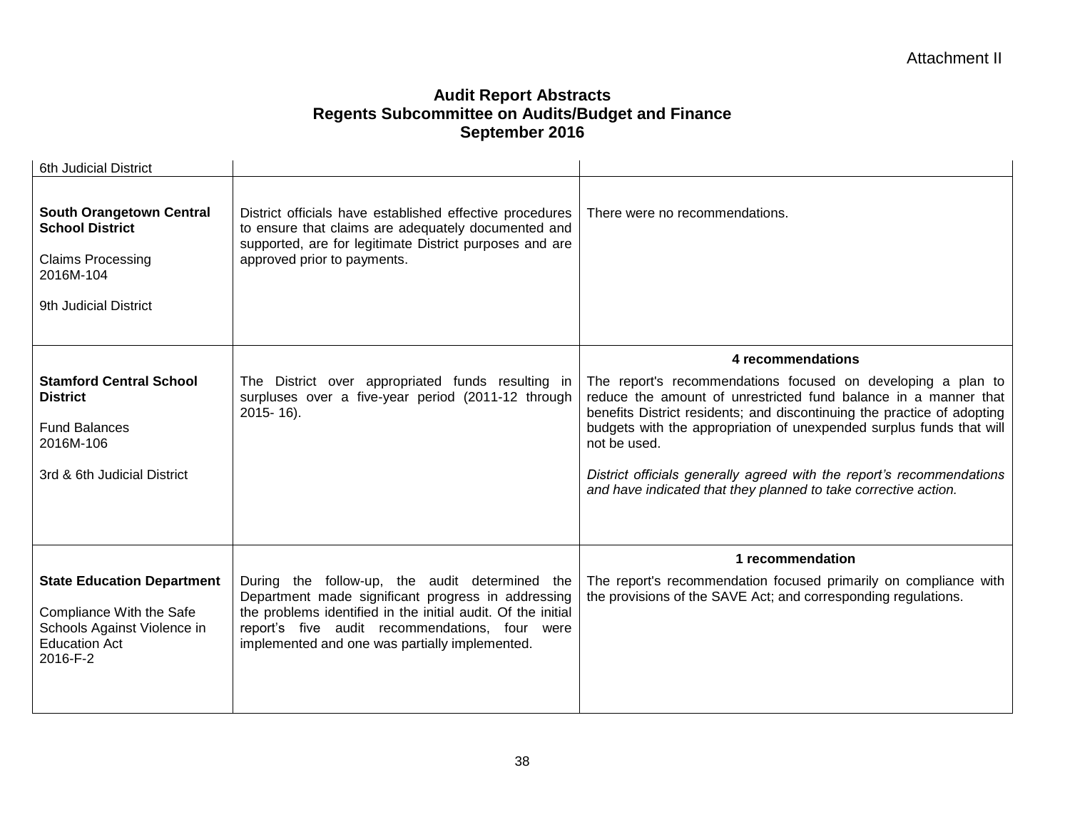Attachment II

# Audit Report Abstracts
## Regents Subcommittee on Audits/Budget and Finance
## September 2016

| | | |
|---|---|---|
| 6th Judicial District | | |
| **South Orangetown Central School District**<br><br>Claims Processing<br>2016M-104<br><br>9th Judicial District | District officials have established effective procedures to ensure that claims are adequately documented and supported, are for legitimate District purposes and are approved prior to payments. | There were no recommendations. |
| **Stamford Central School District**<br><br>Fund Balances<br>2016M-106<br><br>3rd & 6th Judicial District | The District over appropriated funds resulting in surpluses over a five-year period (2011-12 through 2015- 16). | **4 recommendations**<br><br>The report's recommendations focused on developing a plan to reduce the amount of unrestricted fund balance in a manner that benefits District residents; and discontinuing the practice of adopting budgets with the appropriation of unexpended surplus funds that will not be used.<br><br>*District officials generally agreed with the report's recommendations and have indicated that they planned to take corrective action.* |
| **State Education Department**<br><br>Compliance With the Safe Schools Against Violence in Education Act<br>2016-F-2 | During the follow-up, the audit determined the Department made significant progress in addressing the problems identified in the initial audit. Of the initial report's five audit recommendations, four were implemented and one was partially implemented. | **1 recommendation**<br><br>The report's recommendation focused primarily on compliance with the provisions of the SAVE Act; and corresponding regulations. |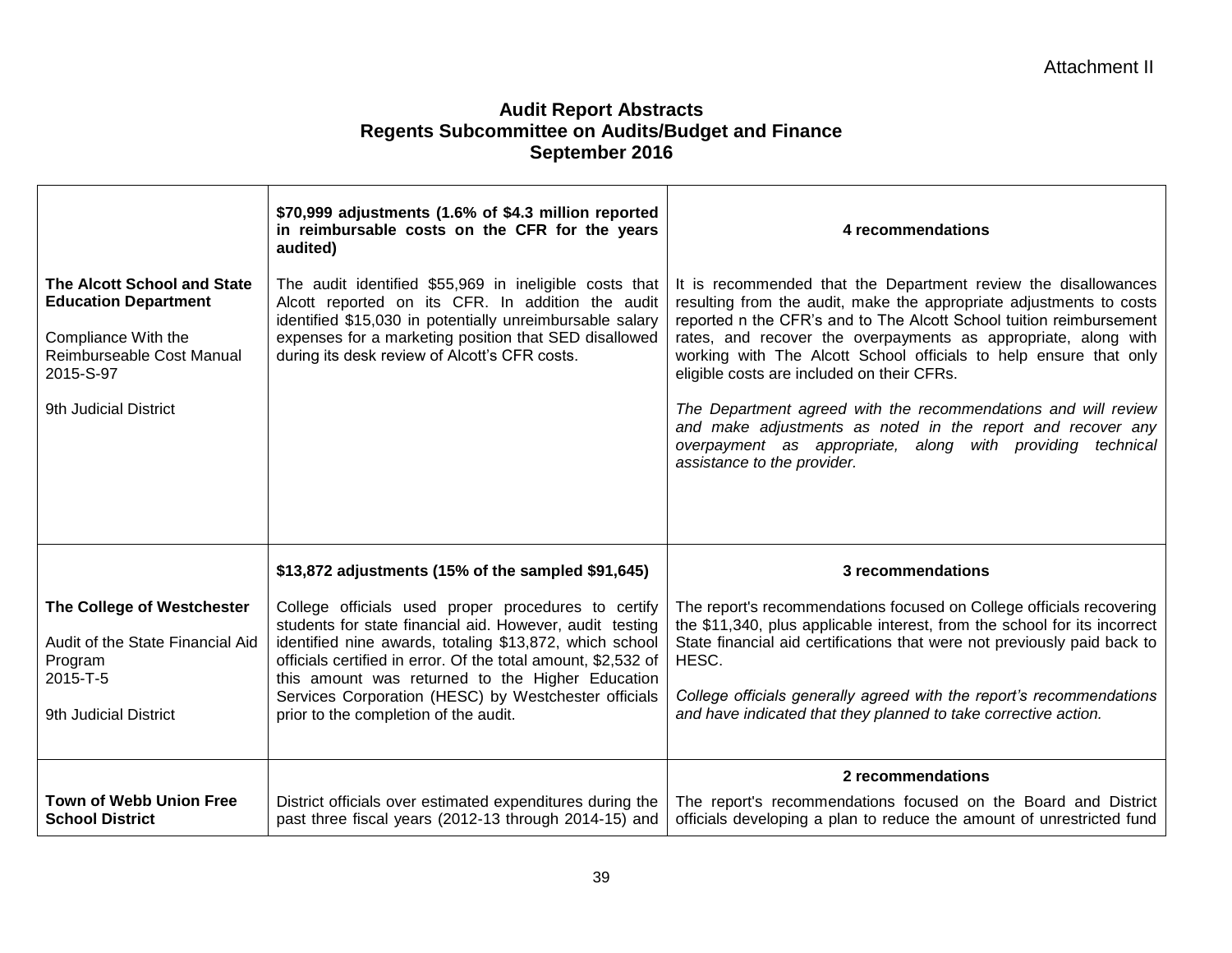Attachment II

# Audit Report Abstracts
## Regents Subcommittee on Audits/Budget and Finance
## September 2016

| | | |
|---|---|---|
| **The Alcott School and State Education Department**<br><br>Compliance With the Reimburseable Cost Manual<br>2015-S-97<br><br>9th Judicial District | **$70,999 adjustments (1.6% of $4.3 million reported in reimbursable costs on the CFR for the years audited)**<br><br>The audit identified $55,969 in ineligible costs that Alcott reported on its CFR. In addition the audit identified $15,030 in potentially unreimbursable salary expenses for a marketing position that SED disallowed during its desk review of Alcott's CFR costs. | **4 recommendations**<br><br>It is recommended that the Department review the disallowances resulting from the audit, make the appropriate adjustments to costs reported n the CFR's and to The Alcott School tuition reimbursement rates, and recover the overpayments as appropriate, along with working with The Alcott School officials to help ensure that only eligible costs are included on their CFRs.<br><br>*The Department agreed with the recommendations and will review and make adjustments as noted in the report and recover any overpayment as appropriate, along with providing technical assistance to the provider.* |
| **The College of Westchester**<br><br>Audit of the State Financial Aid Program<br>2015-T-5<br><br>9th Judicial District | **$13,872 adjustments (15% of the sampled $91,645)**<br><br>College officials used proper procedures to certify students for state financial aid. However, audit testing identified nine awards, totaling $13,872, which school officials certified in error. Of the total amount, $2,532 of this amount was returned to the Higher Education Services Corporation (HESC) by Westchester officials prior to the completion of the audit. | **3 recommendations**<br><br>The report's recommendations focused on College officials recovering the $11,340, plus applicable interest, from the school for its incorrect State financial aid certifications that were not previously paid back to HESC.<br><br>*College officials generally agreed with the report's recommendations and have indicated that they planned to take corrective action.* |
| **Town of Webb Union Free School District** | District officials over estimated expenditures during the past three fiscal years (2012-13 through 2014-15) and | **2 recommendations**<br><br>The report's recommendations focused on the Board and District officials developing a plan to reduce the amount of unrestricted fund |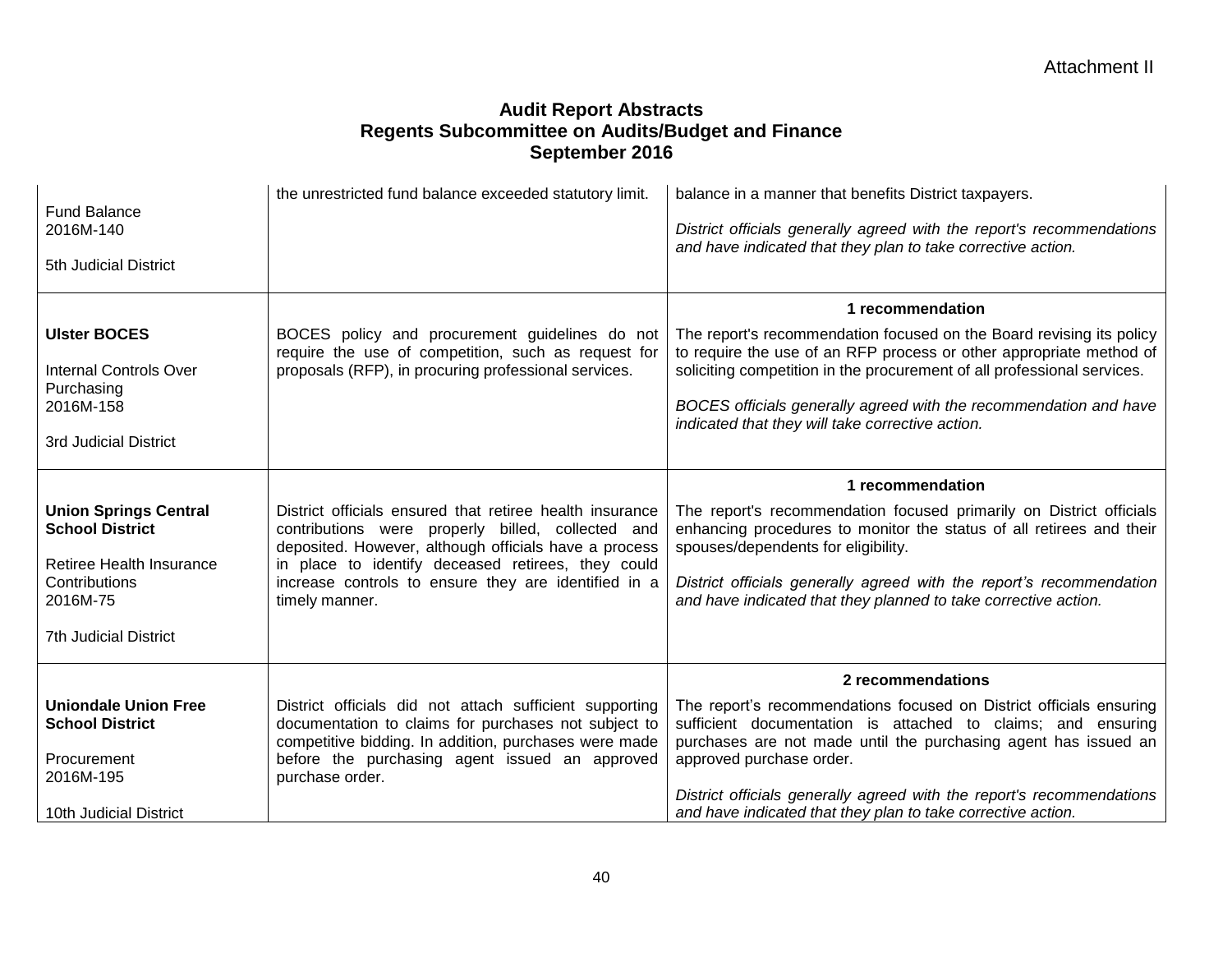Attachment II

# Audit Report Abstracts
## Regents Subcommittee on Audits/Budget and Finance
## September 2016

| | | |
|---|---|---|
| Fund Balance<br>2016M-140<br><br>5th Judicial District | the unrestricted fund balance exceeded statutory limit. | balance in a manner that benefits District taxpayers.<br><br>*District officials generally agreed with the report's recommendations and have indicated that they plan to take corrective action.* |
| **Ulster BOCES**<br><br>Internal Controls Over Purchasing<br>2016M-158<br><br>3rd Judicial District | BOCES policy and procurement guidelines do not require the use of competition, such as request for proposals (RFP), in procuring professional services. | **1 recommendation**<br>The report's recommendation focused on the Board revising its policy to require the use of an RFP process or other appropriate method of soliciting competition in the procurement of all professional services.<br><br>*BOCES officials generally agreed with the recommendation and have indicated that they will take corrective action.* |
| **Union Springs Central School District**<br><br>Retiree Health Insurance Contributions<br>2016M-75<br><br>7th Judicial District | District officials ensured that retiree health insurance contributions were properly billed, collected and deposited. However, although officials have a process in place to identify deceased retirees, they could increase controls to ensure they are identified in a timely manner. | **1 recommendation**<br>The report's recommendation focused primarily on District officials enhancing procedures to monitor the status of all retirees and their spouses/dependents for eligibility.<br><br>*District officials generally agreed with the report's recommendation and have indicated that they planned to take corrective action.* |
| **Uniondale Union Free School District**<br><br>Procurement<br>2016M-195<br><br>10th Judicial District | District officials did not attach sufficient supporting documentation to claims for purchases not subject to competitive bidding. In addition, purchases were made before the purchasing agent issued an approved purchase order. | **2 recommendations**<br>The report's recommendations focused on District officials ensuring sufficient documentation is attached to claims; and ensuring purchases are not made until the purchasing agent has issued an approved purchase order.<br><br>*District officials generally agreed with the report's recommendations and have indicated that they plan to take corrective action.* |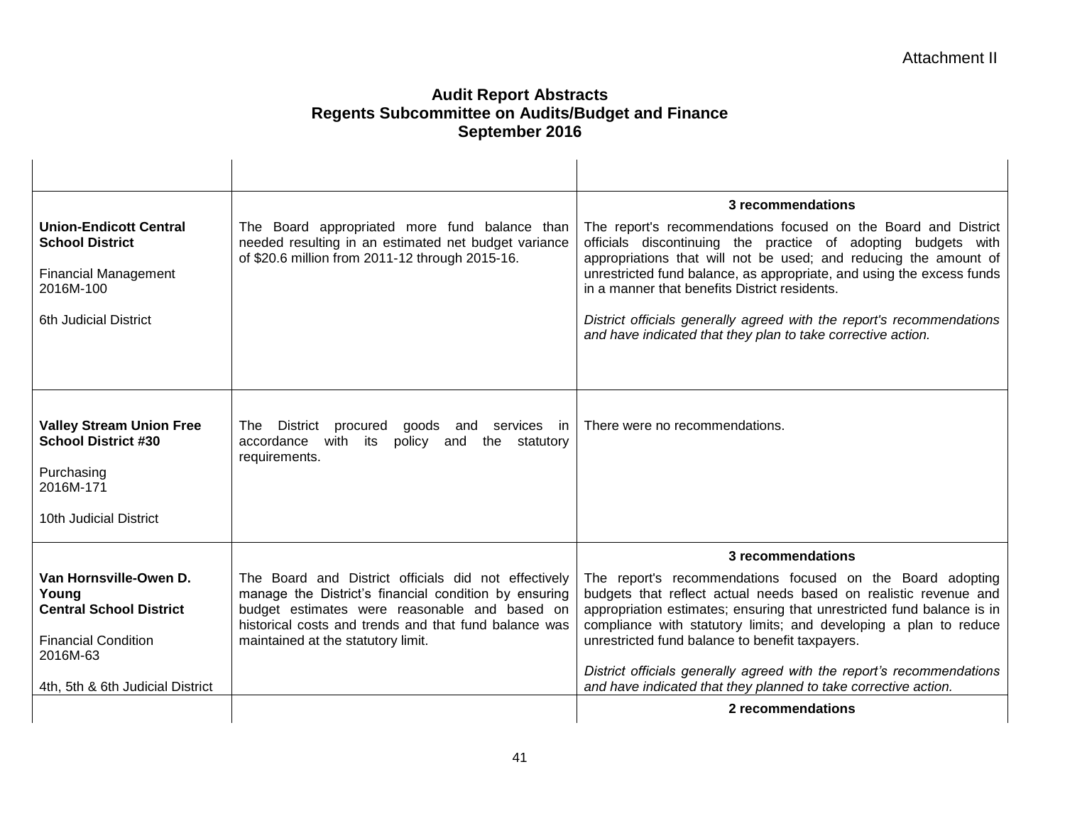Attachment II

## Audit Report Abstracts
## Regents Subcommittee on Audits/Budget and Finance
## September 2016

| | | |
|---|---|---|
| **Union-Endicott Central School District**<br><br>Financial Management<br>2016M-100<br><br>6th Judicial District | The Board appropriated more fund balance than needed resulting in an estimated net budget variance of $20.6 million from 2011-12 through 2015-16. | **3 recommendations**<br><br>The report's recommendations focused on the Board and District officials discontinuing the practice of adopting budgets with appropriations that will not be used; and reducing the amount of unrestricted fund balance, as appropriate, and using the excess funds in a manner that benefits District residents.<br><br>*District officials generally agreed with the report's recommendations and have indicated that they plan to take corrective action.* |
| **Valley Stream Union Free School District #30**<br><br>Purchasing<br>2016M-171<br><br>10th Judicial District | The District procured goods and services in accordance with its policy and the statutory requirements. | There were no recommendations. |
| **Van Hornsville-Owen D. Young Central School District**<br><br>Financial Condition<br>2016M-63<br><br>4th, 5th & 6th Judicial District | The Board and District officials did not effectively manage the District's financial condition by ensuring budget estimates were reasonable and based on historical costs and trends and that fund balance was maintained at the statutory limit. | **3 recommendations**<br><br>The report's recommendations focused on the Board adopting budgets that reflect actual needs based on realistic revenue and appropriation estimates; ensuring that unrestricted fund balance is in compliance with statutory limits; and developing a plan to reduce unrestricted fund balance to benefit taxpayers.<br><br>*District officials generally agreed with the report's recommendations and have indicated that they planned to take corrective action.* |
| | | **2 recommendations** |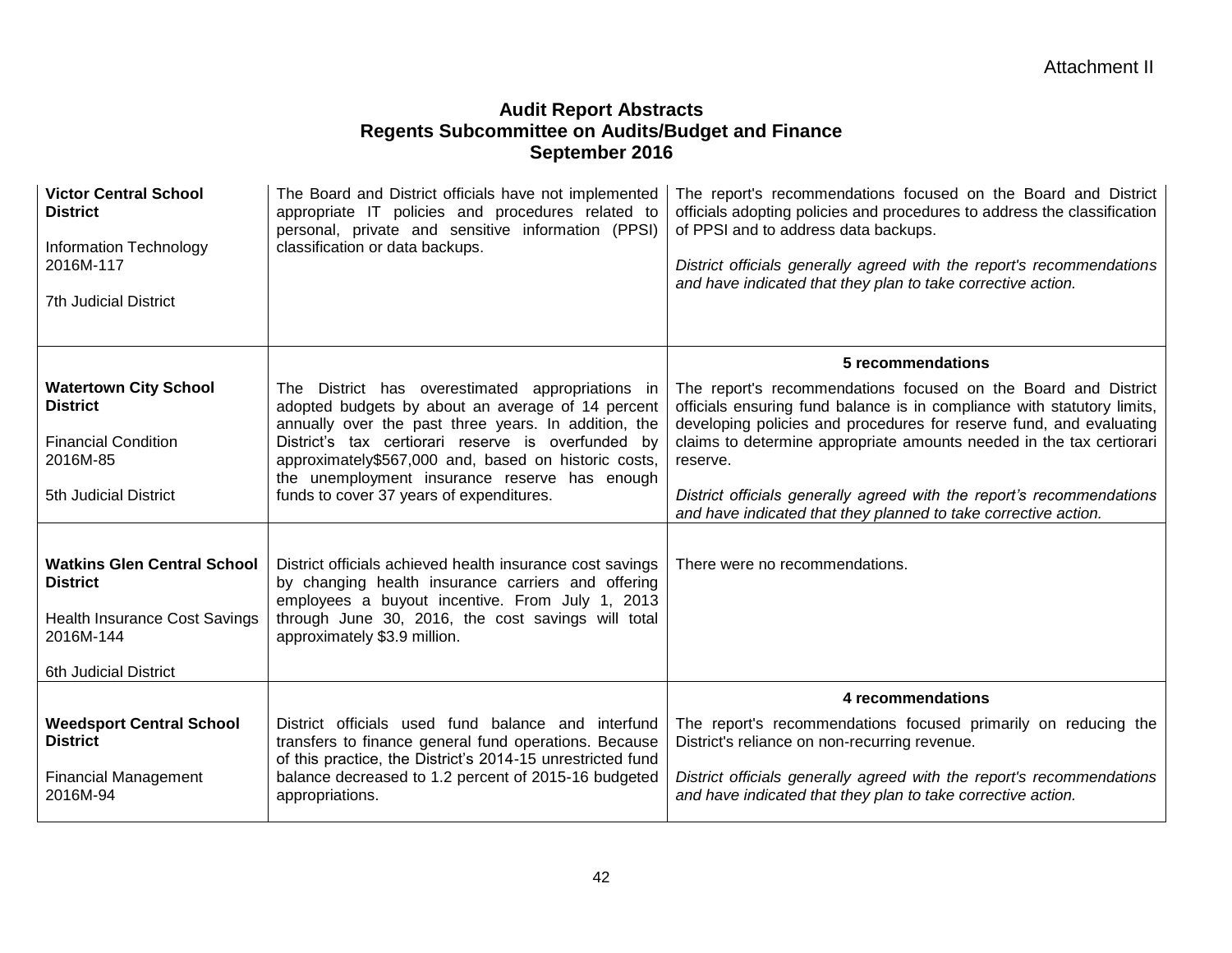Attachment II

# Audit Report Abstracts
## Regents Subcommittee on Audits/Budget and Finance
## September 2016

| | | |
|---|---|---|
| **Victor Central School District**<br><br>Information Technology<br>2016M-117<br><br>7th Judicial District | The Board and District officials have not implemented appropriate IT policies and procedures related to personal, private and sensitive information (PPSI) classification or data backups. | The report's recommendations focused on the Board and District officials adopting policies and procedures to address the classification of PPSI and to address data backups.<br><br>*District officials generally agreed with the report's recommendations and have indicated that they plan to take corrective action.* |
| **Watertown City School District**<br><br>Financial Condition<br>2016M-85<br><br>5th Judicial District | The District has overestimated appropriations in adopted budgets by about an average of 14 percent annually over the past three years. In addition, the District's tax certiorari reserve is overfunded by approximately$567,000 and, based on historic costs, the unemployment insurance reserve has enough funds to cover 37 years of expenditures. | **5 recommendations**<br><br>The report's recommendations focused on the Board and District officials ensuring fund balance is in compliance with statutory limits, developing policies and procedures for reserve fund, and evaluating claims to determine appropriate amounts needed in the tax certiorari reserve.<br><br>*District officials generally agreed with the report's recommendations and have indicated that they planned to take corrective action.* |
| **Watkins Glen Central School District**<br><br>Health Insurance Cost Savings<br>2016M-144<br><br>6th Judicial District | District officials achieved health insurance cost savings by changing health insurance carriers and offering employees a buyout incentive. From July 1, 2013 through June 30, 2016, the cost savings will total approximately $3.9 million. | There were no recommendations. |
| **Weedsport Central School District**<br><br>Financial Management<br>2016M-94 | District officials used fund balance and interfund transfers to finance general fund operations. Because of this practice, the District's 2014-15 unrestricted fund balance decreased to 1.2 percent of 2015-16 budgeted appropriations. | **4 recommendations**<br><br>The report's recommendations focused primarily on reducing the District's reliance on non-recurring revenue.<br><br>*District officials generally agreed with the report's recommendations and have indicated that they plan to take corrective action.* |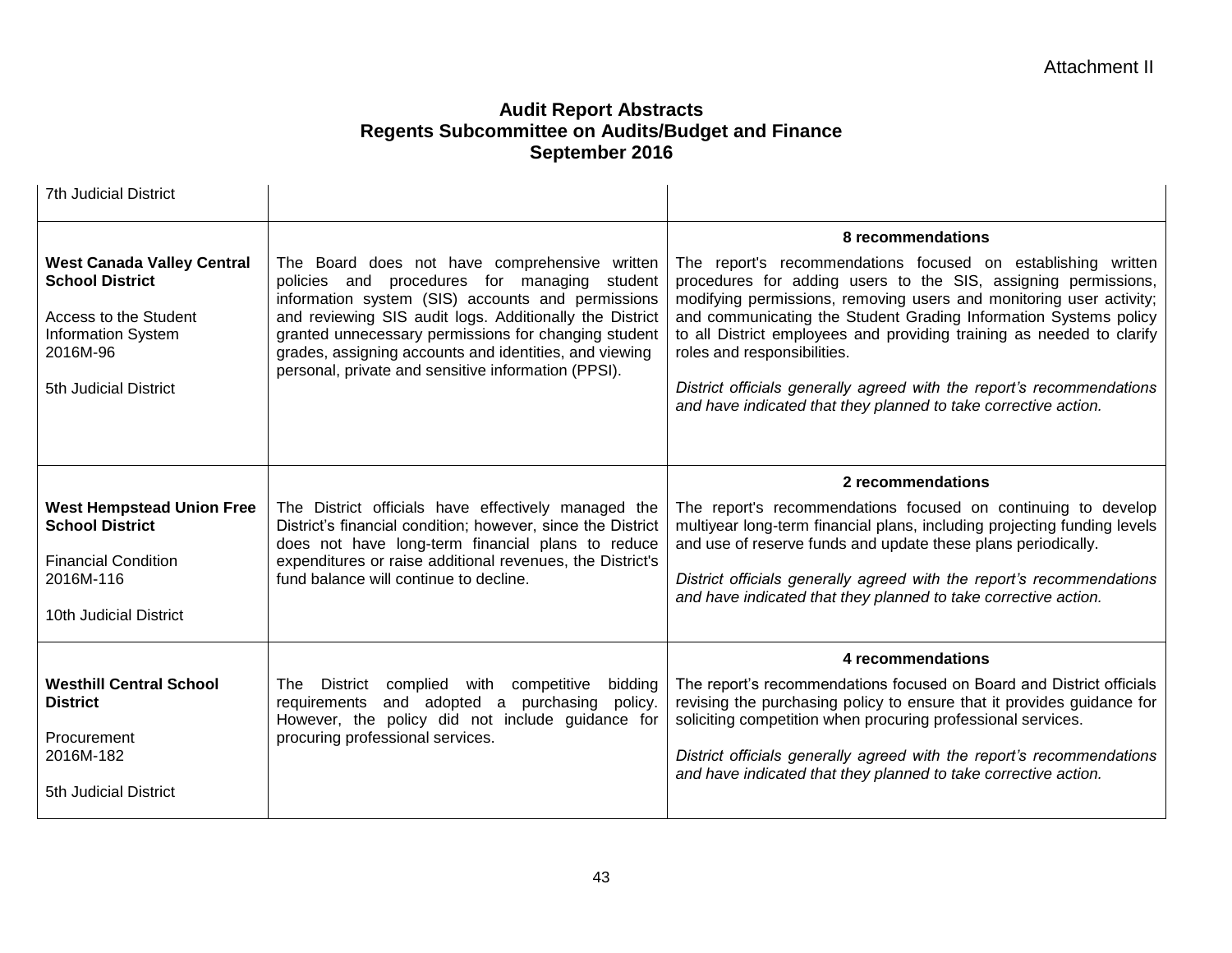Attachment II

**Audit Report Abstracts**
**Regents Subcommittee on Audits/Budget and Finance**
**September 2016**

| | | |
|---|---|---|
| 7th Judicial District | | |
| **West Canada Valley Central School District**<br><br>Access to the Student Information System<br>2016M-96<br><br>5th Judicial District | The Board does not have comprehensive written policies and procedures for managing student information system (SIS) accounts and permissions and reviewing SIS audit logs. Additionally the District granted unnecessary permissions for changing student grades, assigning accounts and identities, and viewing personal, private and sensitive information (PPSI). | **8 recommendations**<br><br>The report's recommendations focused on establishing written procedures for adding users to the SIS, assigning permissions, modifying permissions, removing users and monitoring user activity; and communicating the Student Grading Information Systems policy to all District employees and providing training as needed to clarify roles and responsibilities.<br><br>*District officials generally agreed with the report's recommendations and have indicated that they planned to take corrective action.* |
| **West Hempstead Union Free School District**<br><br>Financial Condition<br>2016M-116<br><br>10th Judicial District | The District officials have effectively managed the District's financial condition; however, since the District does not have long-term financial plans to reduce expenditures or raise additional revenues, the District's fund balance will continue to decline. | **2 recommendations**<br><br>The report's recommendations focused on continuing to develop multiyear long-term financial plans, including projecting funding levels and use of reserve funds and update these plans periodically.<br><br>*District officials generally agreed with the report's recommendations and have indicated that they planned to take corrective action.* |
| **Westhill Central School District**<br><br>Procurement<br>2016M-182<br><br>5th Judicial District | The District complied with competitive bidding requirements and adopted a purchasing policy. However, the policy did not include guidance for procuring professional services. | **4 recommendations**<br><br>The report's recommendations focused on Board and District officials revising the purchasing policy to ensure that it provides guidance for soliciting competition when procuring professional services.<br><br>*District officials generally agreed with the report's recommendations and have indicated that they planned to take corrective action.* |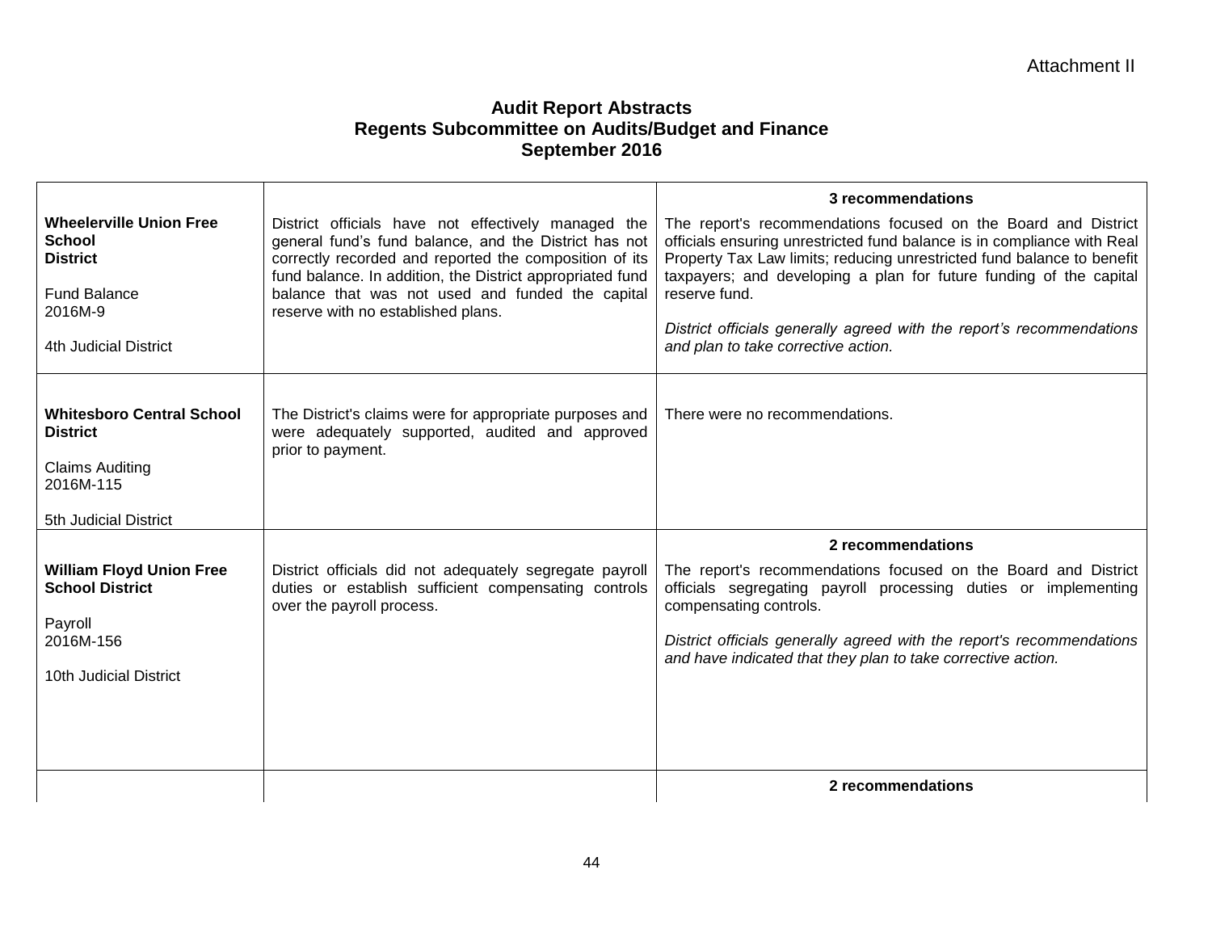Attachment II

**Audit Report Abstracts**
**Regents Subcommittee on Audits/Budget and Finance**
**September 2016**

| | | |
|---|---|---|
| **Wheelerville Union Free School District**<br><br>Fund Balance<br>2016M-9<br><br>4th Judicial District | District officials have not effectively managed the general fund's fund balance, and the District has not correctly recorded and reported the composition of its fund balance. In addition, the District appropriated fund balance that was not used and funded the capital reserve with no established plans. | **3 recommendations**<br>The report's recommendations focused on the Board and District officials ensuring unrestricted fund balance is in compliance with Real Property Tax Law limits; reducing unrestricted fund balance to benefit taxpayers; and developing a plan for future funding of the capital reserve fund.<br><br>*District officials generally agreed with the report's recommendations and plan to take corrective action.* |
| **Whitesboro Central School District**<br><br>Claims Auditing<br>2016M-115<br><br>5th Judicial District | The District's claims were for appropriate purposes and were adequately supported, audited and approved prior to payment. | There were no recommendations. |
| **William Floyd Union Free School District**<br><br>Payroll<br>2016M-156<br><br>10th Judicial District | District officials did not adequately segregate payroll duties or establish sufficient compensating controls over the payroll process. | **2 recommendations**<br>The report's recommendations focused on the Board and District officials segregating payroll processing duties or implementing compensating controls.<br><br>*District officials generally agreed with the report's recommendations and have indicated that they plan to take corrective action.* |
| | | **2 recommendations** |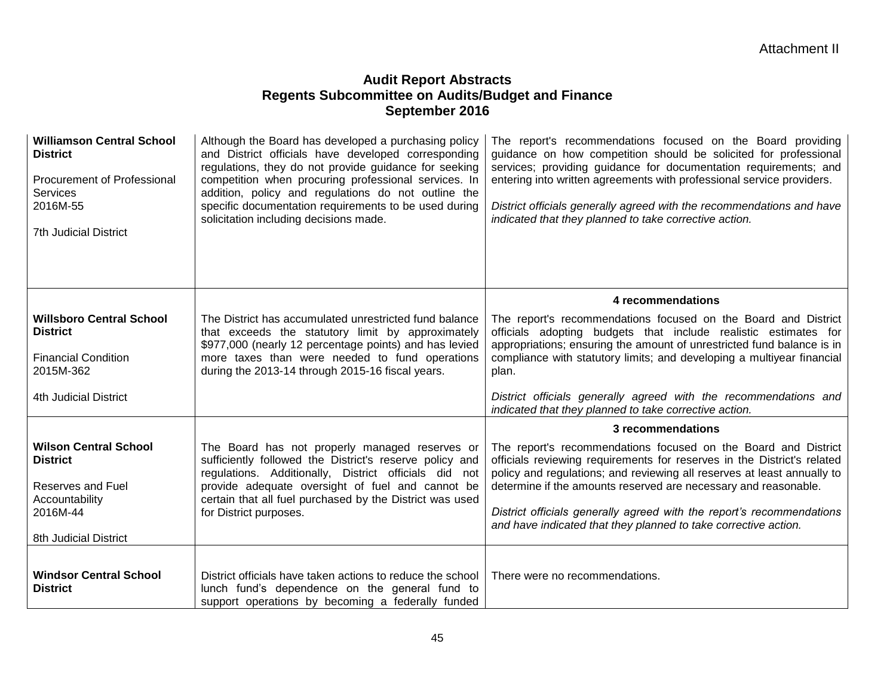Attachment II

# Audit Report Abstracts
## Regents Subcommittee on Audits/Budget and Finance
## September 2016

| | | |
|---|---|---|
| **Williamson Central School District**<br><br>Procurement of Professional Services<br>2016M-55<br><br>7th Judicial District | Although the Board has developed a purchasing policy and District officials have developed corresponding regulations, they do not provide guidance for seeking competition when procuring professional services. In addition, policy and regulations do not outline the specific documentation requirements to be used during solicitation including decisions made. | The report's recommendations focused on the Board providing guidance on how competition should be solicited for professional services; providing guidance for documentation requirements; and entering into written agreements with professional service providers.<br><br>*District officials generally agreed with the recommendations and have indicated that they planned to take corrective action.* |
| **Willsboro Central School District**<br><br>Financial Condition<br>2015M-362<br><br>4th Judicial District | The District has accumulated unrestricted fund balance that exceeds the statutory limit by approximately $977,000 (nearly 12 percentage points) and has levied more taxes than were needed to fund operations during the 2013-14 through 2015-16 fiscal years. | **4 recommendations**<br><br>The report's recommendations focused on the Board and District officials adopting budgets that include realistic estimates for appropriations; ensuring the amount of unrestricted fund balance is in compliance with statutory limits; and developing a multiyear financial plan.<br><br>*District officials generally agreed with the recommendations and indicated that they planned to take corrective action.* |
| **Wilson Central School District**<br><br>Reserves and Fuel Accountability<br>2016M-44<br><br>8th Judicial District | The Board has not properly managed reserves or sufficiently followed the District's reserve policy and regulations. Additionally, District officials did not provide adequate oversight of fuel and cannot be certain that all fuel purchased by the District was used for District purposes. | **3 recommendations**<br><br>The report's recommendations focused on the Board and District officials reviewing requirements for reserves in the District's related policy and regulations; and reviewing all reserves at least annually to determine if the amounts reserved are necessary and reasonable.<br><br>*District officials generally agreed with the report's recommendations and have indicated that they planned to take corrective action.* |
| **Windsor Central School District** | District officials have taken actions to reduce the school lunch fund's dependence on the general fund to support operations by becoming a federally funded | There were no recommendations. |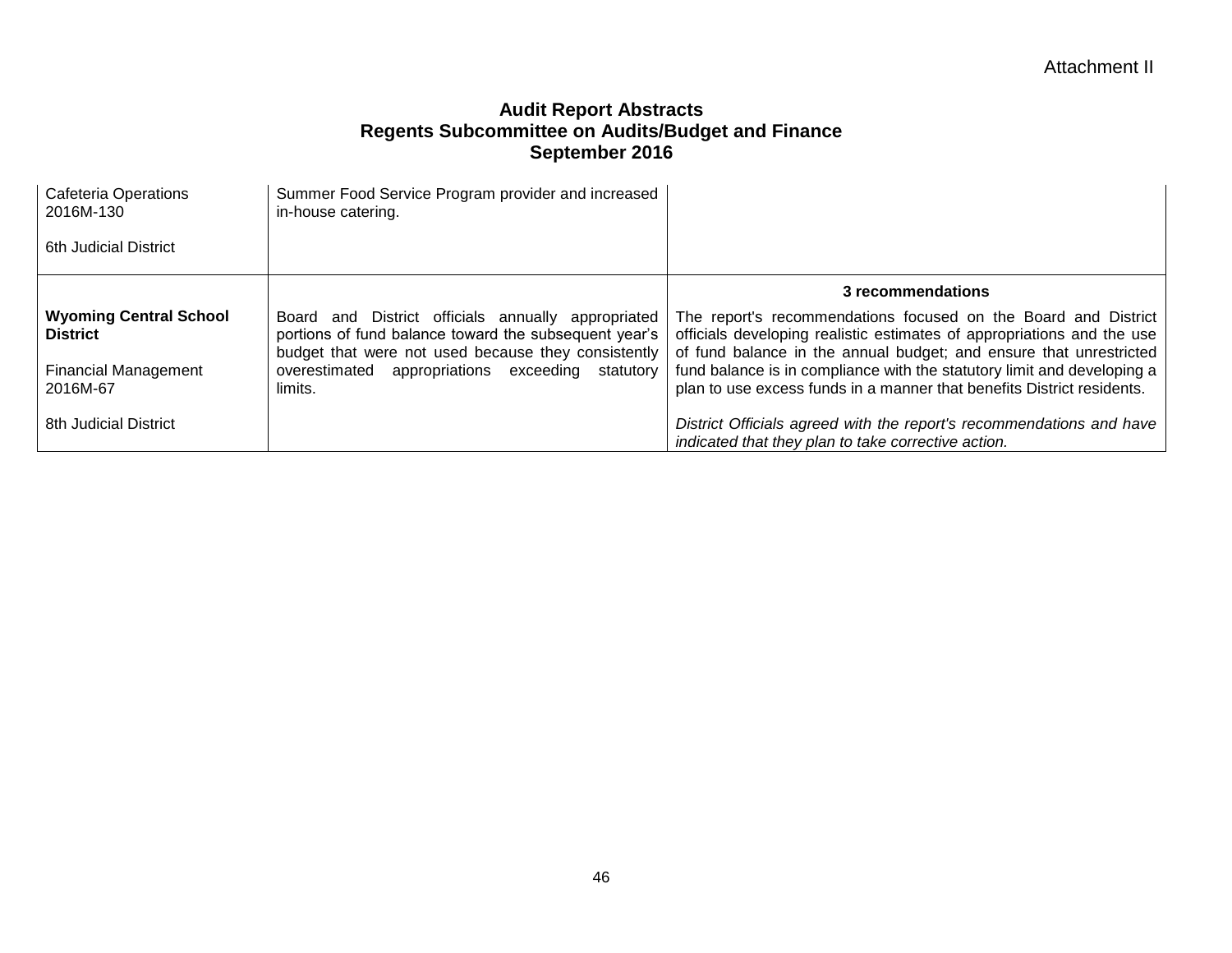Attachment II

**Audit Report Abstracts**
**Regents Subcommittee on Audits/Budget and Finance**
**September 2016**

| | | |
|---|---|---|
| Cafeteria Operations<br>2016M-130<br><br>6th Judicial District | Summer Food Service Program provider and increased in-house catering. | |
| **Wyoming Central School District**<br><br>Financial Management<br>2016M-67<br><br>8th Judicial District | Board and District officials annually appropriated portions of fund balance toward the subsequent year's budget that were not used because they consistently overestimated appropriations exceeding statutory limits. | **3 recommendations**<br>The report's recommendations focused on the Board and District officials developing realistic estimates of appropriations and the use of fund balance in the annual budget; and ensure that unrestricted fund balance is in compliance with the statutory limit and developing a plan to use excess funds in a manner that benefits District residents.<br><br>*District Officials agreed with the report's recommendations and have indicated that they plan to take corrective action.* |